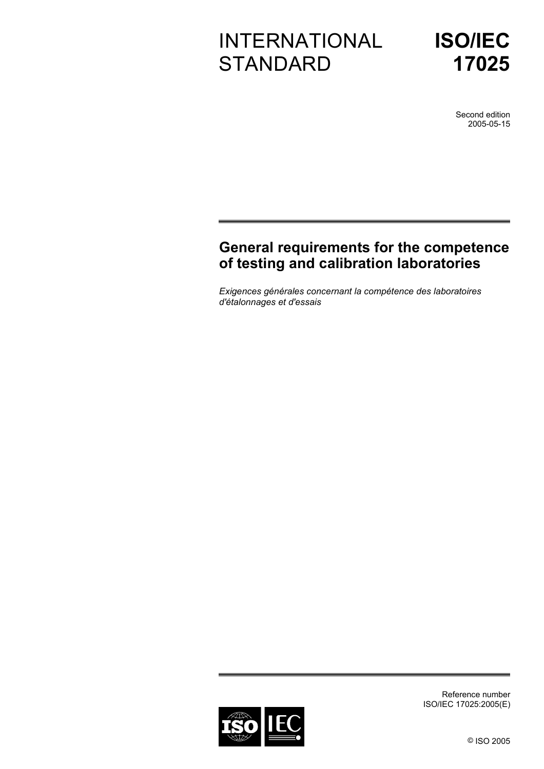# INTERNATIONAL STANDARD

# ISO/IEC 17025

Second edition
2005-05-15

## General requirements for the competence of testing and calibration laboratories

*Exigences générales concernant la compétence des laboratoires d'étalonnages et d'essais*

Reference number
ISO/IEC 17025:2005(E)

© ISO 2005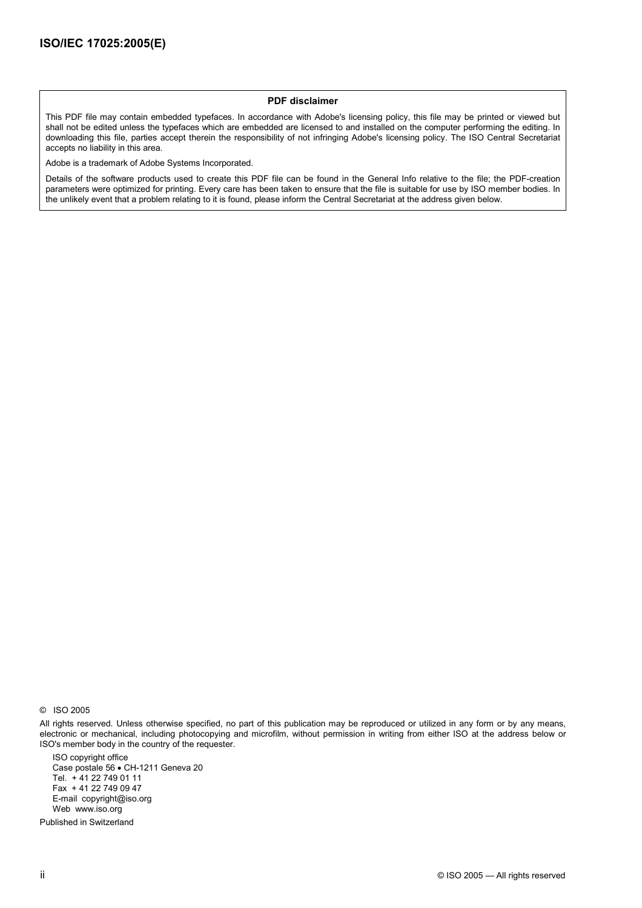**PDF disclaimer**

This PDF file may contain embedded typefaces. In accordance with Adobe's licensing policy, this file may be printed or viewed but shall not be edited unless the typefaces which are embedded are licensed to and installed on the computer performing the editing. In downloading this file, parties accept therein the responsibility of not infringing Adobe's licensing policy. The ISO Central Secretariat accepts no liability in this area.

Adobe is a trademark of Adobe Systems Incorporated.

Details of the software products used to create this PDF file can be found in the General Info relative to the file; the PDF-creation parameters were optimized for printing. Every care has been taken to ensure that the file is suitable for use by ISO member bodies. In the unlikely event that a problem relating to it is found, please inform the Central Secretariat at the address given below.

© ISO 2005

All rights reserved. Unless otherwise specified, no part of this publication may be reproduced or utilized in any form or by any means, electronic or mechanical, including photocopying and microfilm, without permission in writing from either ISO at the address below or ISO's member body in the country of the requester.

ISO copyright office
Case postale 56 • CH-1211 Geneva 20
Tel. + 41 22 749 01 11
Fax + 41 22 749 09 47
E-mail copyright@iso.org
Web www.iso.org

Published in Switzerland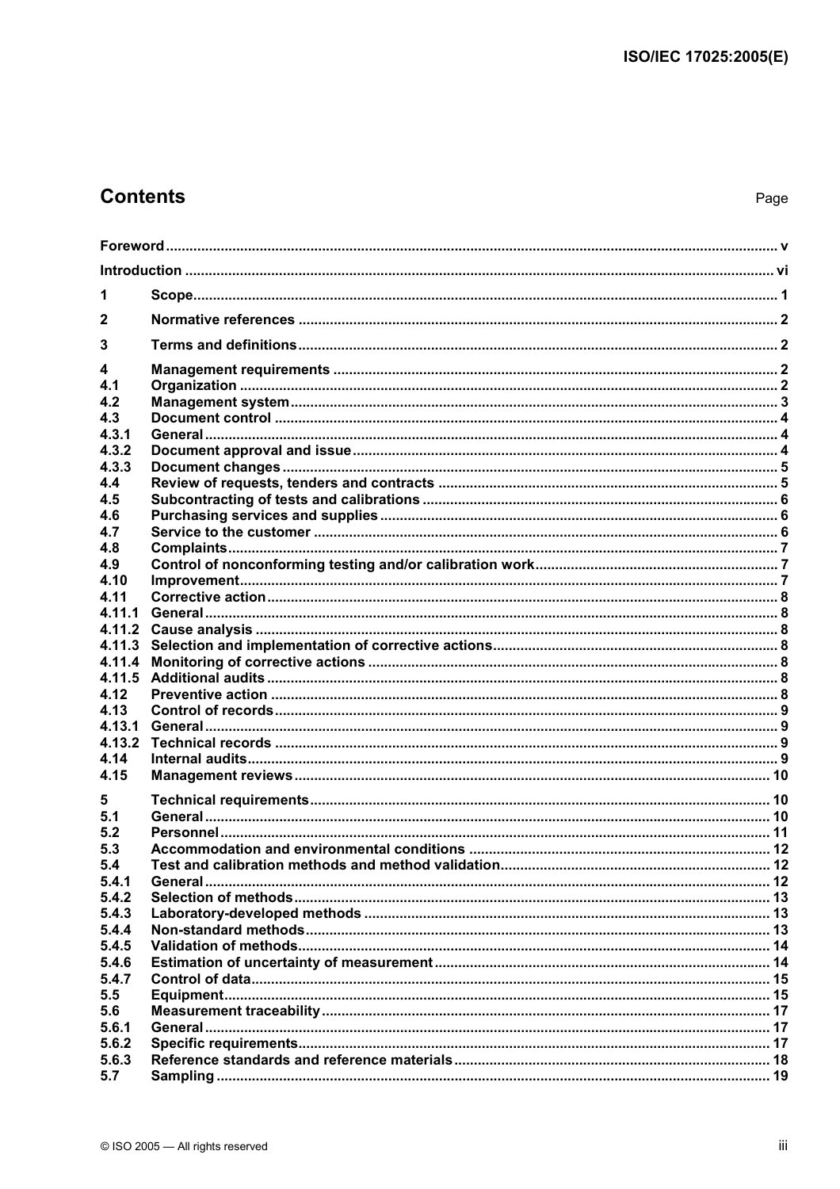# Contents

| | | Page |
|---|---|---|
| **Foreword** | | **v** |
| **Introduction** | | **vi** |
| **1** | **Scope** | **1** |
| **2** | **Normative references** | **2** |
| **3** | **Terms and definitions** | **2** |
| **4** | **Management requirements** | **2** |
| **4.1** | **Organization** | **2** |
| **4.2** | **Management system** | **3** |
| **4.3** | **Document control** | **4** |
| **4.3.1** | **General** | **4** |
| **4.3.2** | **Document approval and issue** | **4** |
| **4.3.3** | **Document changes** | **5** |
| **4.4** | **Review of requests, tenders and contracts** | **5** |
| **4.5** | **Subcontracting of tests and calibrations** | **6** |
| **4.6** | **Purchasing services and supplies** | **6** |
| **4.7** | **Service to the customer** | **6** |
| **4.8** | **Complaints** | **7** |
| **4.9** | **Control of nonconforming testing and/or calibration work** | **7** |
| **4.10** | **Improvement** | **7** |
| **4.11** | **Corrective action** | **8** |
| **4.11.1** | **General** | **8** |
| **4.11.2** | **Cause analysis** | **8** |
| **4.11.3** | **Selection and implementation of corrective actions** | **8** |
| **4.11.4** | **Monitoring of corrective actions** | **8** |
| **4.11.5** | **Additional audits** | **8** |
| **4.12** | **Preventive action** | **8** |
| **4.13** | **Control of records** | **9** |
| **4.13.1** | **General** | **9** |
| **4.13.2** | **Technical records** | **9** |
| **4.14** | **Internal audits** | **9** |
| **4.15** | **Management reviews** | **10** |
| **5** | **Technical requirements** | **10** |
| **5.1** | **General** | **10** |
| **5.2** | **Personnel** | **11** |
| **5.3** | **Accommodation and environmental conditions** | **12** |
| **5.4** | **Test and calibration methods and method validation** | **12** |
| **5.4.1** | **General** | **12** |
| **5.4.2** | **Selection of methods** | **13** |
| **5.4.3** | **Laboratory-developed methods** | **13** |
| **5.4.4** | **Non-standard methods** | **13** |
| **5.4.5** | **Validation of methods** | **14** |
| **5.4.6** | **Estimation of uncertainty of measurement** | **14** |
| **5.4.7** | **Control of data** | **15** |
| **5.5** | **Equipment** | **15** |
| **5.6** | **Measurement traceability** | **17** |
| **5.6.1** | **General** | **17** |
| **5.6.2** | **Specific requirements** | **17** |
| **5.6.3** | **Reference standards and reference materials** | **18** |
| **5.7** | **Sampling** | **19** |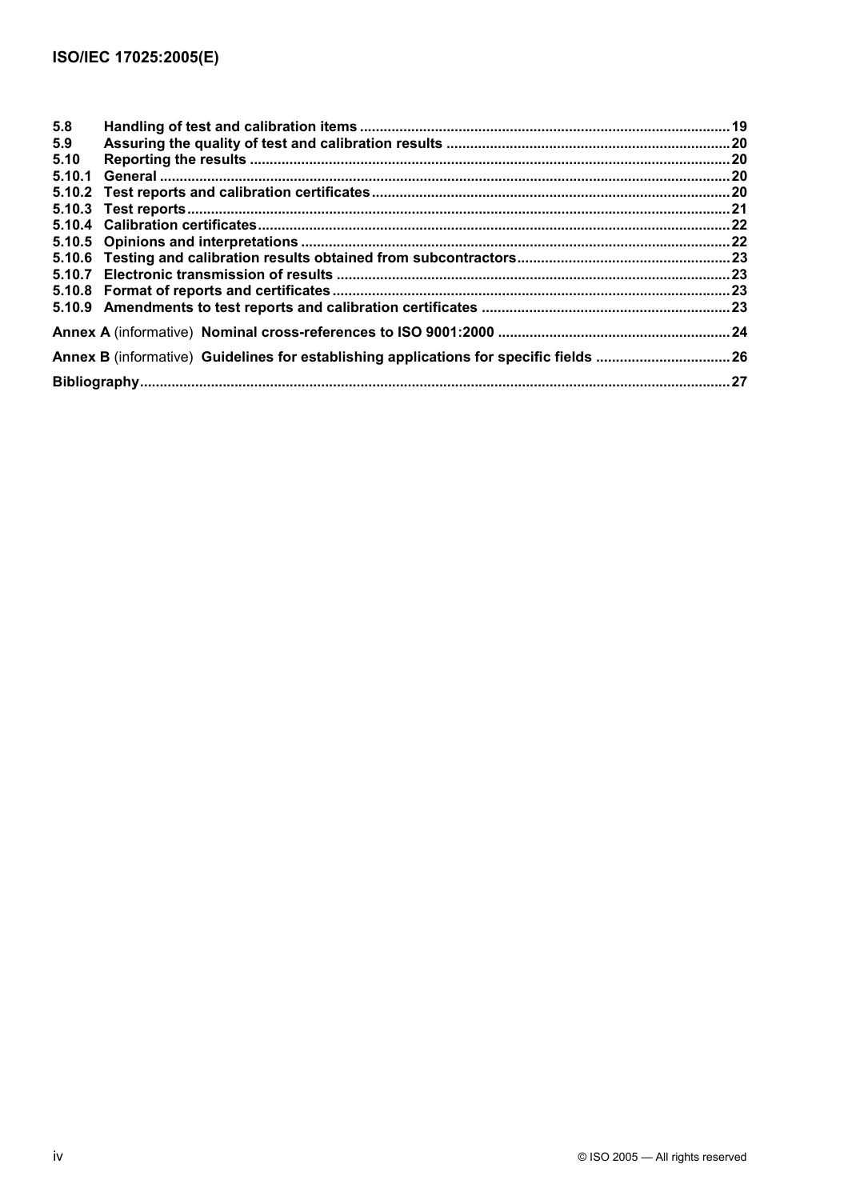| | | |
|---|---|---|
| **5.8** | **Handling of test and calibration items** | **19** |
| **5.9** | **Assuring the quality of test and calibration results** | **20** |
| **5.10** | **Reporting the results** | **20** |
| **5.10.1** | **General** | **20** |
| **5.10.2** | **Test reports and calibration certificates** | **20** |
| **5.10.3** | **Test reports** | **21** |
| **5.10.4** | **Calibration certificates** | **22** |
| **5.10.5** | **Opinions and interpretations** | **22** |
| **5.10.6** | **Testing and calibration results obtained from subcontractors** | **23** |
| **5.10.7** | **Electronic transmission of results** | **23** |
| **5.10.8** | **Format of reports and certificates** | **23** |
| **5.10.9** | **Amendments to test reports and calibration certificates** | **23** |

**Annex A** (informative) **Nominal cross-references to ISO 9001:2000** .......... **24**

**Annex B** (informative) **Guidelines for establishing applications for specific fields** .......... **26**

**Bibliography** .......... **27**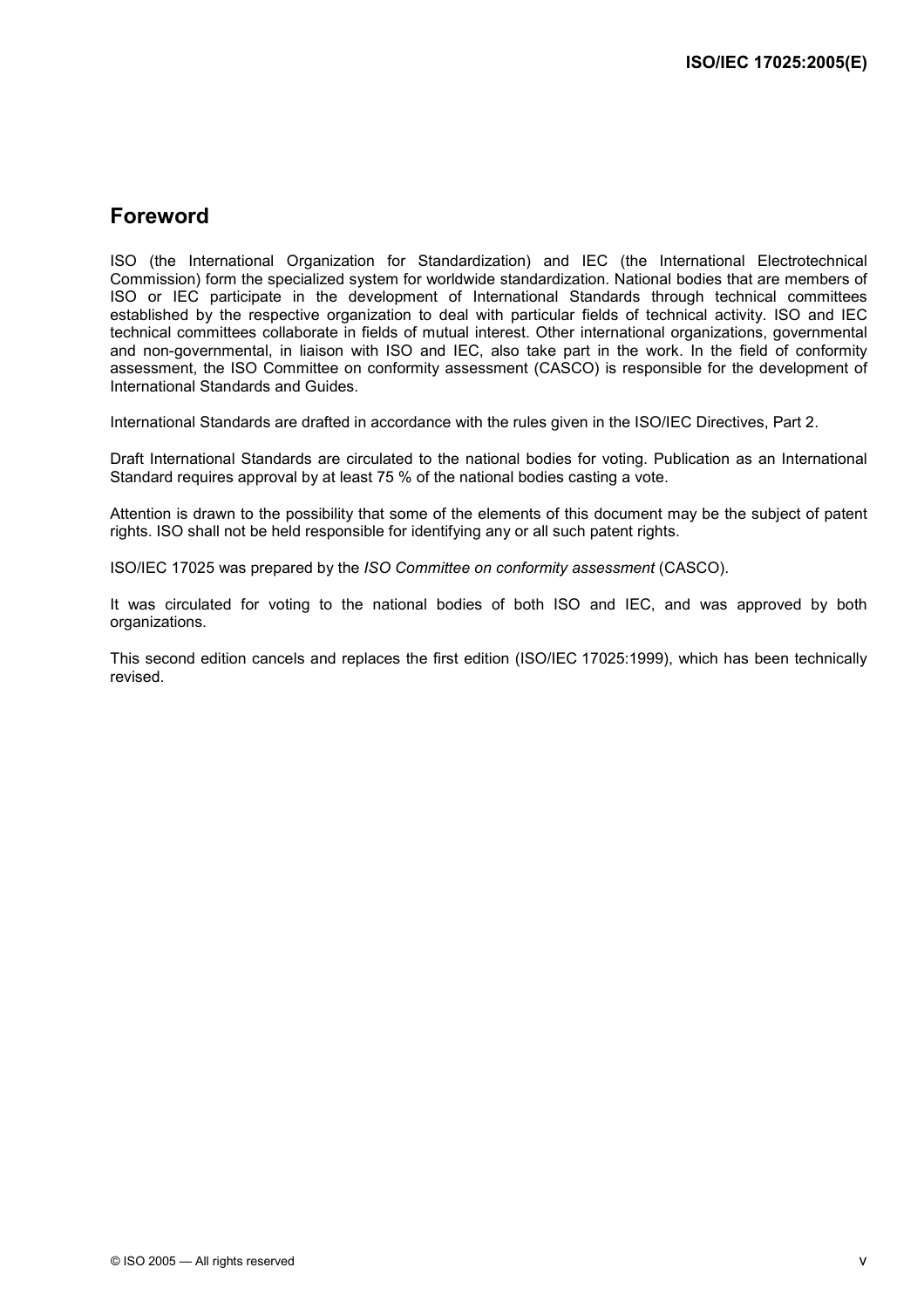## Foreword

ISO (the International Organization for Standardization) and IEC (the International Electrotechnical Commission) form the specialized system for worldwide standardization. National bodies that are members of ISO or IEC participate in the development of International Standards through technical committees established by the respective organization to deal with particular fields of technical activity. ISO and IEC technical committees collaborate in fields of mutual interest. Other international organizations, governmental and non-governmental, in liaison with ISO and IEC, also take part in the work. In the field of conformity assessment, the ISO Committee on conformity assessment (CASCO) is responsible for the development of International Standards and Guides.

International Standards are drafted in accordance with the rules given in the ISO/IEC Directives, Part 2.

Draft International Standards are circulated to the national bodies for voting. Publication as an International Standard requires approval by at least 75 % of the national bodies casting a vote.

Attention is drawn to the possibility that some of the elements of this document may be the subject of patent rights. ISO shall not be held responsible for identifying any or all such patent rights.

ISO/IEC 17025 was prepared by the *ISO Committee on conformity assessment* (CASCO).

It was circulated for voting to the national bodies of both ISO and IEC, and was approved by both organizations.

This second edition cancels and replaces the first edition (ISO/IEC 17025:1999), which has been technically revised.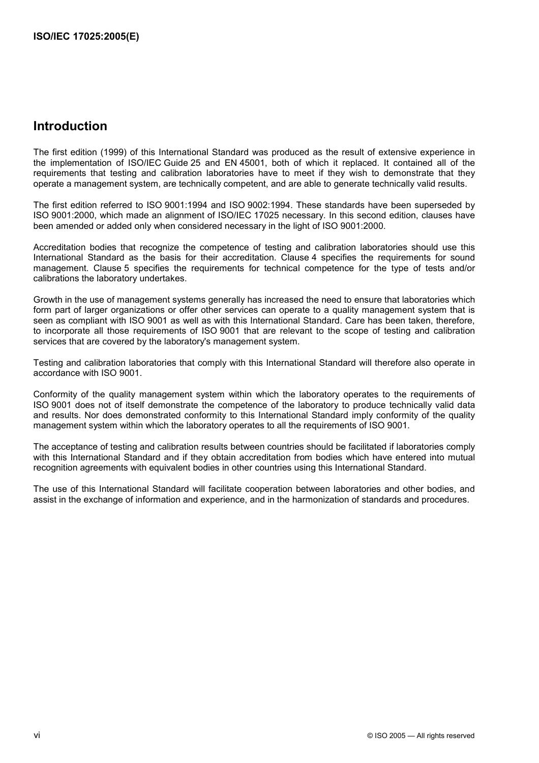## Introduction

The first edition (1999) of this International Standard was produced as the result of extensive experience in the implementation of ISO/IEC Guide 25 and EN 45001, both of which it replaced. It contained all of the requirements that testing and calibration laboratories have to meet if they wish to demonstrate that they operate a management system, are technically competent, and are able to generate technically valid results.

The first edition referred to ISO 9001:1994 and ISO 9002:1994. These standards have been superseded by ISO 9001:2000, which made an alignment of ISO/IEC 17025 necessary. In this second edition, clauses have been amended or added only when considered necessary in the light of ISO 9001:2000.

Accreditation bodies that recognize the competence of testing and calibration laboratories should use this International Standard as the basis for their accreditation. Clause 4 specifies the requirements for sound management. Clause 5 specifies the requirements for technical competence for the type of tests and/or calibrations the laboratory undertakes.

Growth in the use of management systems generally has increased the need to ensure that laboratories which form part of larger organizations or offer other services can operate to a quality management system that is seen as compliant with ISO 9001 as well as with this International Standard. Care has been taken, therefore, to incorporate all those requirements of ISO 9001 that are relevant to the scope of testing and calibration services that are covered by the laboratory's management system.

Testing and calibration laboratories that comply with this International Standard will therefore also operate in accordance with ISO 9001.

Conformity of the quality management system within which the laboratory operates to the requirements of ISO 9001 does not of itself demonstrate the competence of the laboratory to produce technically valid data and results. Nor does demonstrated conformity to this International Standard imply conformity of the quality management system within which the laboratory operates to all the requirements of ISO 9001.

The acceptance of testing and calibration results between countries should be facilitated if laboratories comply with this International Standard and if they obtain accreditation from bodies which have entered into mutual recognition agreements with equivalent bodies in other countries using this International Standard.

The use of this International Standard will facilitate cooperation between laboratories and other bodies, and assist in the exchange of information and experience, and in the harmonization of standards and procedures.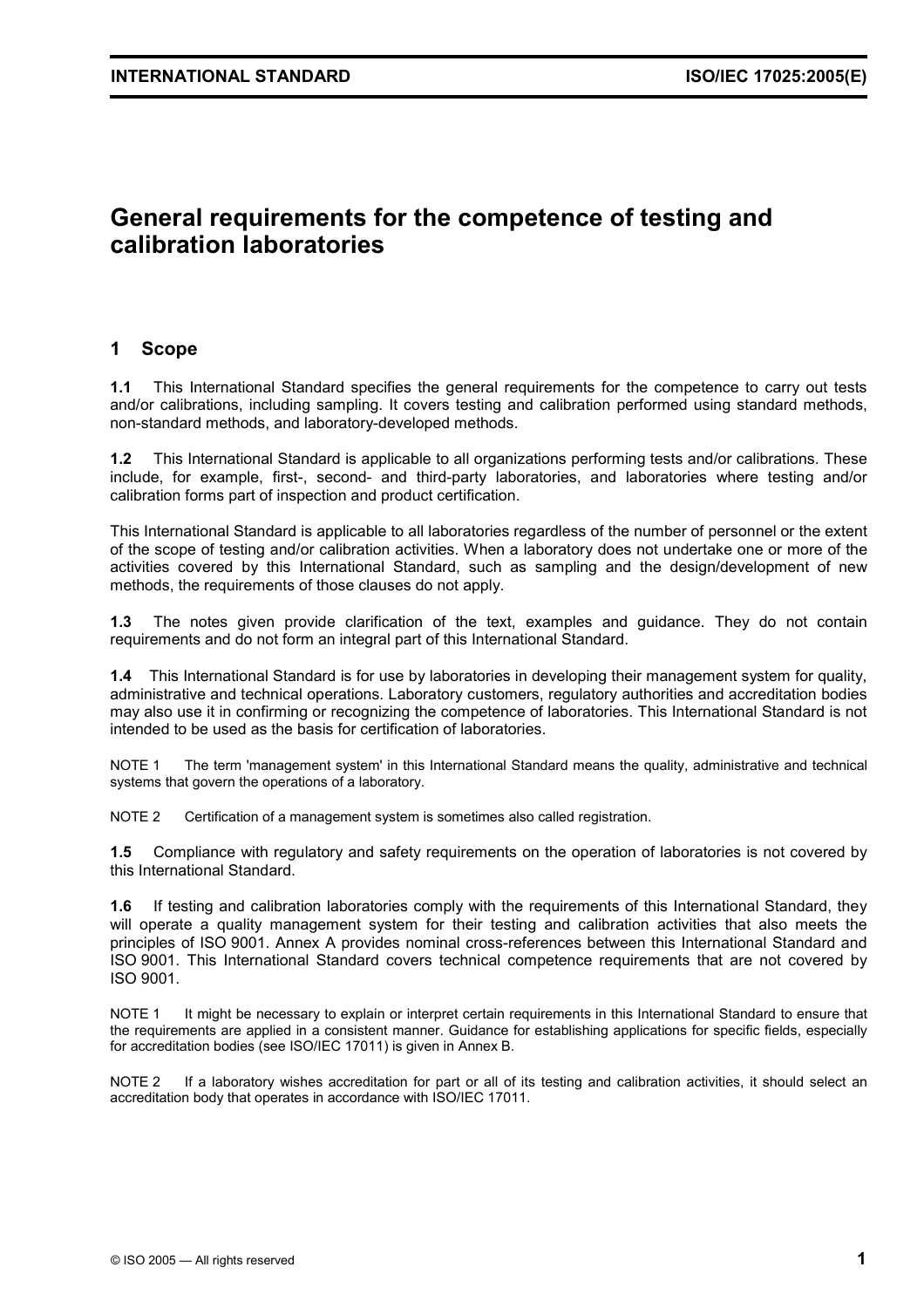# General requirements for the competence of testing and calibration laboratories

## 1 Scope

**1.1** This International Standard specifies the general requirements for the competence to carry out tests and/or calibrations, including sampling. It covers testing and calibration performed using standard methods, non-standard methods, and laboratory-developed methods.

**1.2** This International Standard is applicable to all organizations performing tests and/or calibrations. These include, for example, first-, second- and third-party laboratories, and laboratories where testing and/or calibration forms part of inspection and product certification.

This International Standard is applicable to all laboratories regardless of the number of personnel or the extent of the scope of testing and/or calibration activities. When a laboratory does not undertake one or more of the activities covered by this International Standard, such as sampling and the design/development of new methods, the requirements of those clauses do not apply.

**1.3** The notes given provide clarification of the text, examples and guidance. They do not contain requirements and do not form an integral part of this International Standard.

**1.4** This International Standard is for use by laboratories in developing their management system for quality, administrative and technical operations. Laboratory customers, regulatory authorities and accreditation bodies may also use it in confirming or recognizing the competence of laboratories. This International Standard is not intended to be used as the basis for certification of laboratories.

NOTE 1 The term 'management system' in this International Standard means the quality, administrative and technical systems that govern the operations of a laboratory.

NOTE 2 Certification of a management system is sometimes also called registration.

**1.5** Compliance with regulatory and safety requirements on the operation of laboratories is not covered by this International Standard.

**1.6** If testing and calibration laboratories comply with the requirements of this International Standard, they will operate a quality management system for their testing and calibration activities that also meets the principles of ISO 9001. Annex A provides nominal cross-references between this International Standard and ISO 9001. This International Standard covers technical competence requirements that are not covered by ISO 9001.

NOTE 1 It might be necessary to explain or interpret certain requirements in this International Standard to ensure that the requirements are applied in a consistent manner. Guidance for establishing applications for specific fields, especially for accreditation bodies (see ISO/IEC 17011) is given in Annex B.

NOTE 2 If a laboratory wishes accreditation for part or all of its testing and calibration activities, it should select an accreditation body that operates in accordance with ISO/IEC 17011.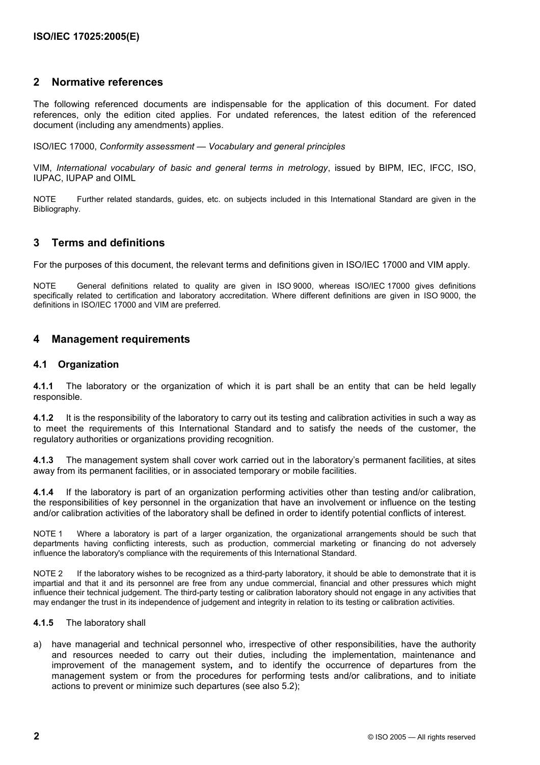## 2 Normative references

The following referenced documents are indispensable for the application of this document. For dated references, only the edition cited applies. For undated references, the latest edition of the referenced document (including any amendments) applies.

ISO/IEC 17000, *Conformity assessment — Vocabulary and general principles*

VIM, *International vocabulary of basic and general terms in metrology*, issued by BIPM, IEC, IFCC, ISO, IUPAC, IUPAP and OIML

NOTE Further related standards, guides, etc. on subjects included in this International Standard are given in the Bibliography.

## 3 Terms and definitions

For the purposes of this document, the relevant terms and definitions given in ISO/IEC 17000 and VIM apply.

NOTE General definitions related to quality are given in ISO 9000, whereas ISO/IEC 17000 gives definitions specifically related to certification and laboratory accreditation. Where different definitions are given in ISO 9000, the definitions in ISO/IEC 17000 and VIM are preferred.

## 4 Management requirements

### 4.1 Organization

**4.1.1** The laboratory or the organization of which it is part shall be an entity that can be held legally responsible.

**4.1.2** It is the responsibility of the laboratory to carry out its testing and calibration activities in such a way as to meet the requirements of this International Standard and to satisfy the needs of the customer, the regulatory authorities or organizations providing recognition.

**4.1.3** The management system shall cover work carried out in the laboratory's permanent facilities, at sites away from its permanent facilities, or in associated temporary or mobile facilities.

**4.1.4** If the laboratory is part of an organization performing activities other than testing and/or calibration, the responsibilities of key personnel in the organization that have an involvement or influence on the testing and/or calibration activities of the laboratory shall be defined in order to identify potential conflicts of interest.

NOTE 1 Where a laboratory is part of a larger organization, the organizational arrangements should be such that departments having conflicting interests, such as production, commercial marketing or financing do not adversely influence the laboratory's compliance with the requirements of this International Standard.

NOTE 2 If the laboratory wishes to be recognized as a third-party laboratory, it should be able to demonstrate that it is impartial and that it and its personnel are free from any undue commercial, financial and other pressures which might influence their technical judgement. The third-party testing or calibration laboratory should not engage in any activities that may endanger the trust in its independence of judgement and integrity in relation to its testing or calibration activities.

**4.1.5** The laboratory shall

a) have managerial and technical personnel who, irrespective of other responsibilities, have the authority and resources needed to carry out their duties, including the implementation, maintenance and improvement of the management system**,** and to identify the occurrence of departures from the management system or from the procedures for performing tests and/or calibrations, and to initiate actions to prevent or minimize such departures (see also 5.2);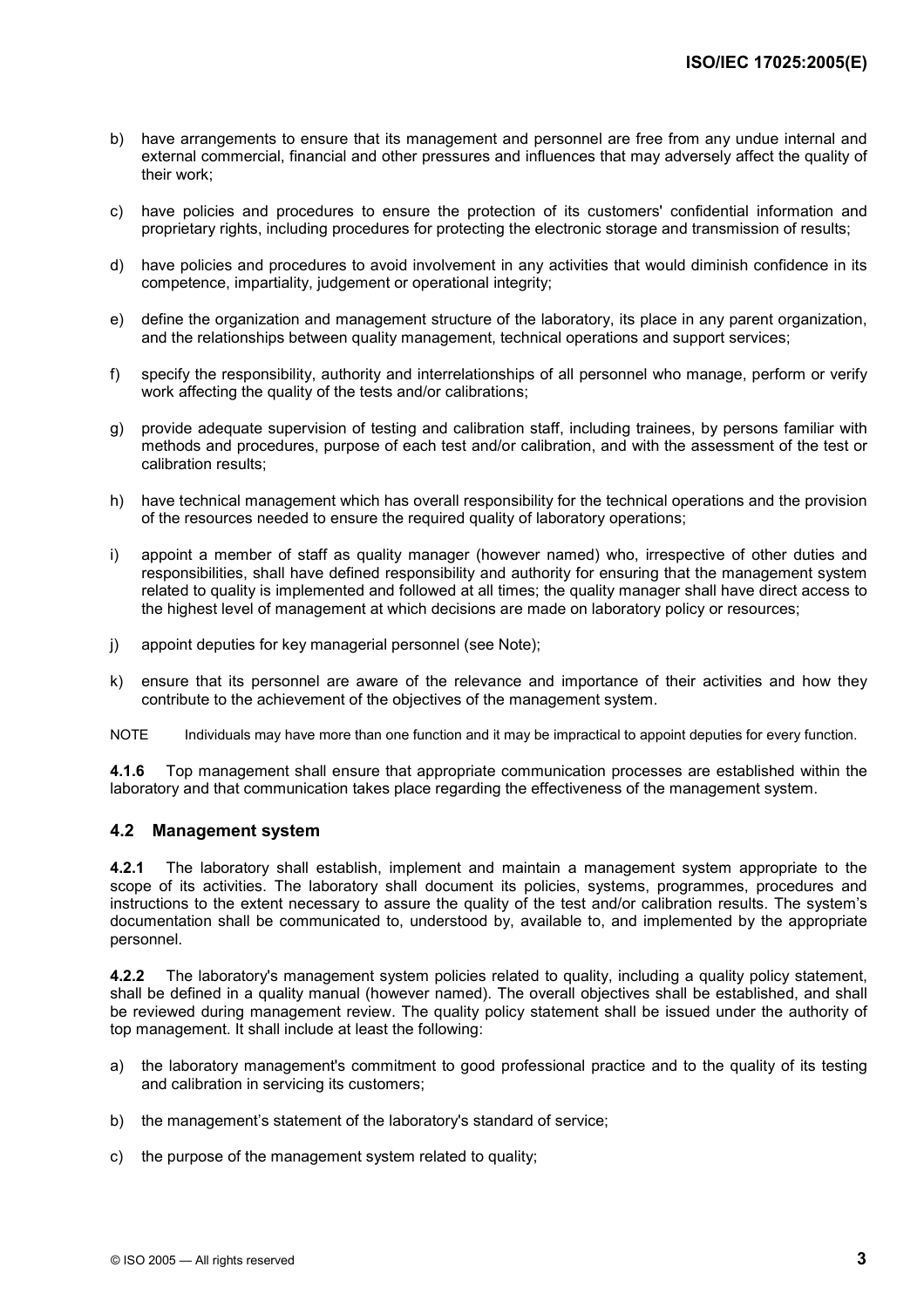b) have arrangements to ensure that its management and personnel are free from any undue internal and external commercial, financial and other pressures and influences that may adversely affect the quality of their work;

c) have policies and procedures to ensure the protection of its customers' confidential information and proprietary rights, including procedures for protecting the electronic storage and transmission of results;

d) have policies and procedures to avoid involvement in any activities that would diminish confidence in its competence, impartiality, judgement or operational integrity;

e) define the organization and management structure of the laboratory, its place in any parent organization, and the relationships between quality management, technical operations and support services;

f) specify the responsibility, authority and interrelationships of all personnel who manage, perform or verify work affecting the quality of the tests and/or calibrations;

g) provide adequate supervision of testing and calibration staff, including trainees, by persons familiar with methods and procedures, purpose of each test and/or calibration, and with the assessment of the test or calibration results;

h) have technical management which has overall responsibility for the technical operations and the provision of the resources needed to ensure the required quality of laboratory operations;

i) appoint a member of staff as quality manager (however named) who, irrespective of other duties and responsibilities, shall have defined responsibility and authority for ensuring that the management system related to quality is implemented and followed at all times; the quality manager shall have direct access to the highest level of management at which decisions are made on laboratory policy or resources;

j) appoint deputies for key managerial personnel (see Note);

k) ensure that its personnel are aware of the relevance and importance of their activities and how they contribute to the achievement of the objectives of the management system.

NOTE Individuals may have more than one function and it may be impractical to appoint deputies for every function.

**4.1.6** Top management shall ensure that appropriate communication processes are established within the laboratory and that communication takes place regarding the effectiveness of the management system.

## 4.2 Management system

**4.2.1** The laboratory shall establish, implement and maintain a management system appropriate to the scope of its activities. The laboratory shall document its policies, systems, programmes, procedures and instructions to the extent necessary to assure the quality of the test and/or calibration results. The system's documentation shall be communicated to, understood by, available to, and implemented by the appropriate personnel.

**4.2.2** The laboratory's management system policies related to quality, including a quality policy statement, shall be defined in a quality manual (however named). The overall objectives shall be established, and shall be reviewed during management review. The quality policy statement shall be issued under the authority of top management. It shall include at least the following:

a) the laboratory management's commitment to good professional practice and to the quality of its testing and calibration in servicing its customers;

b) the management's statement of the laboratory's standard of service;

c) the purpose of the management system related to quality;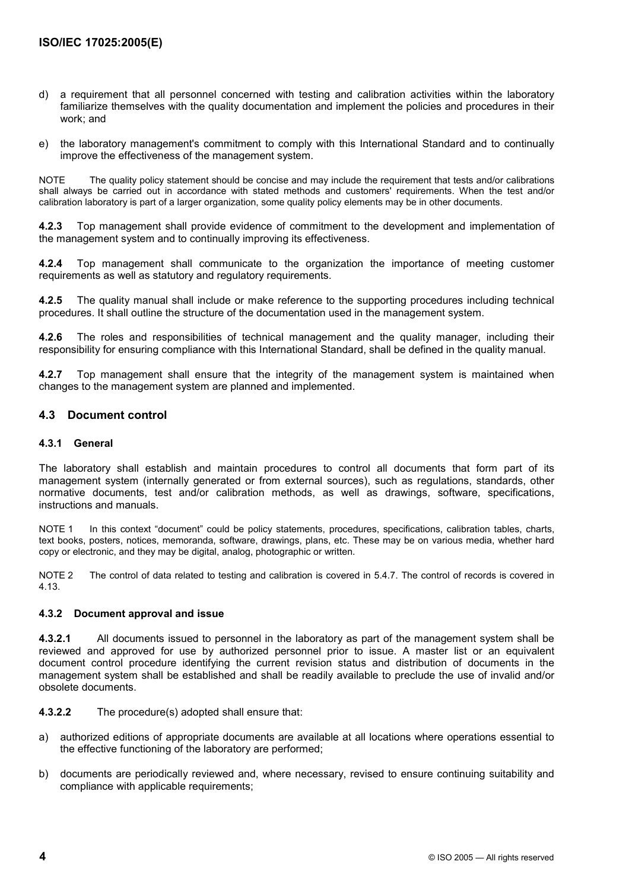d) a requirement that all personnel concerned with testing and calibration activities within the laboratory familiarize themselves with the quality documentation and implement the policies and procedures in their work; and

e) the laboratory management's commitment to comply with this International Standard and to continually improve the effectiveness of the management system.

NOTE The quality policy statement should be concise and may include the requirement that tests and/or calibrations shall always be carried out in accordance with stated methods and customers' requirements. When the test and/or calibration laboratory is part of a larger organization, some quality policy elements may be in other documents.

**4.2.3** Top management shall provide evidence of commitment to the development and implementation of the management system and to continually improving its effectiveness.

**4.2.4** Top management shall communicate to the organization the importance of meeting customer requirements as well as statutory and regulatory requirements.

**4.2.5** The quality manual shall include or make reference to the supporting procedures including technical procedures. It shall outline the structure of the documentation used in the management system.

**4.2.6** The roles and responsibilities of technical management and the quality manager, including their responsibility for ensuring compliance with this International Standard, shall be defined in the quality manual.

**4.2.7** Top management shall ensure that the integrity of the management system is maintained when changes to the management system are planned and implemented.

## 4.3 Document control

### 4.3.1 General

The laboratory shall establish and maintain procedures to control all documents that form part of its management system (internally generated or from external sources), such as regulations, standards, other normative documents, test and/or calibration methods, as well as drawings, software, specifications, instructions and manuals.

NOTE 1 In this context "document" could be policy statements, procedures, specifications, calibration tables, charts, text books, posters, notices, memoranda, software, drawings, plans, etc. These may be on various media, whether hard copy or electronic, and they may be digital, analog, photographic or written.

NOTE 2 The control of data related to testing and calibration is covered in 5.4.7. The control of records is covered in 4.13.

### 4.3.2 Document approval and issue

**4.3.2.1** All documents issued to personnel in the laboratory as part of the management system shall be reviewed and approved for use by authorized personnel prior to issue. A master list or an equivalent document control procedure identifying the current revision status and distribution of documents in the management system shall be established and shall be readily available to preclude the use of invalid and/or obsolete documents.

**4.3.2.2** The procedure(s) adopted shall ensure that:

a) authorized editions of appropriate documents are available at all locations where operations essential to the effective functioning of the laboratory are performed;

b) documents are periodically reviewed and, where necessary, revised to ensure continuing suitability and compliance with applicable requirements;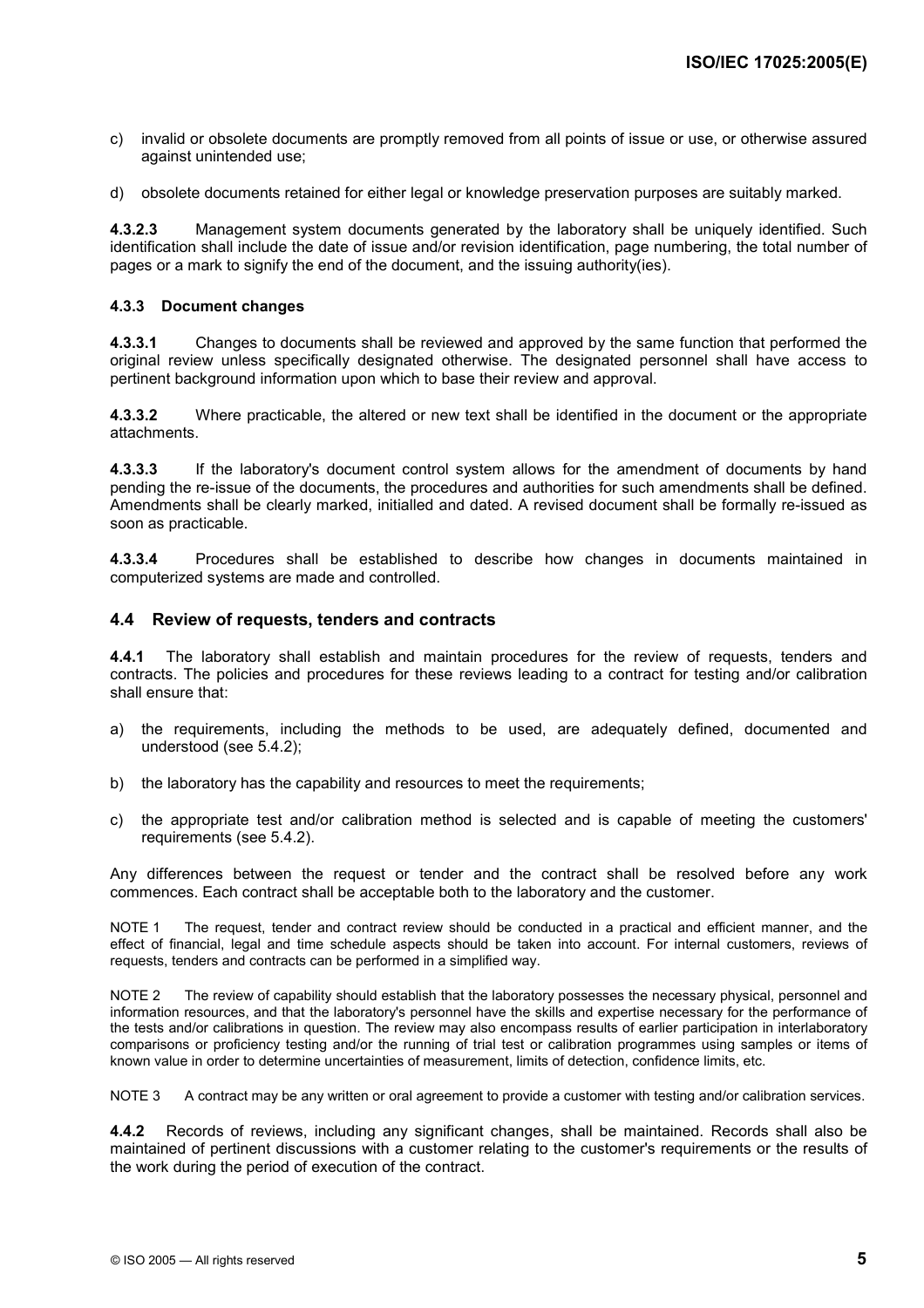c) invalid or obsolete documents are promptly removed from all points of issue or use, or otherwise assured against unintended use;

d) obsolete documents retained for either legal or knowledge preservation purposes are suitably marked.

**4.3.2.3** Management system documents generated by the laboratory shall be uniquely identified. Such identification shall include the date of issue and/or revision identification, page numbering, the total number of pages or a mark to signify the end of the document, and the issuing authority(ies).

#### 4.3.3 Document changes

**4.3.3.1** Changes to documents shall be reviewed and approved by the same function that performed the original review unless specifically designated otherwise. The designated personnel shall have access to pertinent background information upon which to base their review and approval.

**4.3.3.2** Where practicable, the altered or new text shall be identified in the document or the appropriate attachments.

**4.3.3.3** If the laboratory's document control system allows for the amendment of documents by hand pending the re-issue of the documents, the procedures and authorities for such amendments shall be defined. Amendments shall be clearly marked, initialled and dated. A revised document shall be formally re-issued as soon as practicable.

**4.3.3.4** Procedures shall be established to describe how changes in documents maintained in computerized systems are made and controlled.

### 4.4 Review of requests, tenders and contracts

**4.4.1** The laboratory shall establish and maintain procedures for the review of requests, tenders and contracts. The policies and procedures for these reviews leading to a contract for testing and/or calibration shall ensure that:

a) the requirements, including the methods to be used, are adequately defined, documented and understood (see 5.4.2);

b) the laboratory has the capability and resources to meet the requirements;

c) the appropriate test and/or calibration method is selected and is capable of meeting the customers' requirements (see 5.4.2).

Any differences between the request or tender and the contract shall be resolved before any work commences. Each contract shall be acceptable both to the laboratory and the customer.

NOTE 1 The request, tender and contract review should be conducted in a practical and efficient manner, and the effect of financial, legal and time schedule aspects should be taken into account. For internal customers, reviews of requests, tenders and contracts can be performed in a simplified way.

NOTE 2 The review of capability should establish that the laboratory possesses the necessary physical, personnel and information resources, and that the laboratory's personnel have the skills and expertise necessary for the performance of the tests and/or calibrations in question. The review may also encompass results of earlier participation in interlaboratory comparisons or proficiency testing and/or the running of trial test or calibration programmes using samples or items of known value in order to determine uncertainties of measurement, limits of detection, confidence limits, etc.

NOTE 3 A contract may be any written or oral agreement to provide a customer with testing and/or calibration services.

**4.4.2** Records of reviews, including any significant changes, shall be maintained. Records shall also be maintained of pertinent discussions with a customer relating to the customer's requirements or the results of the work during the period of execution of the contract.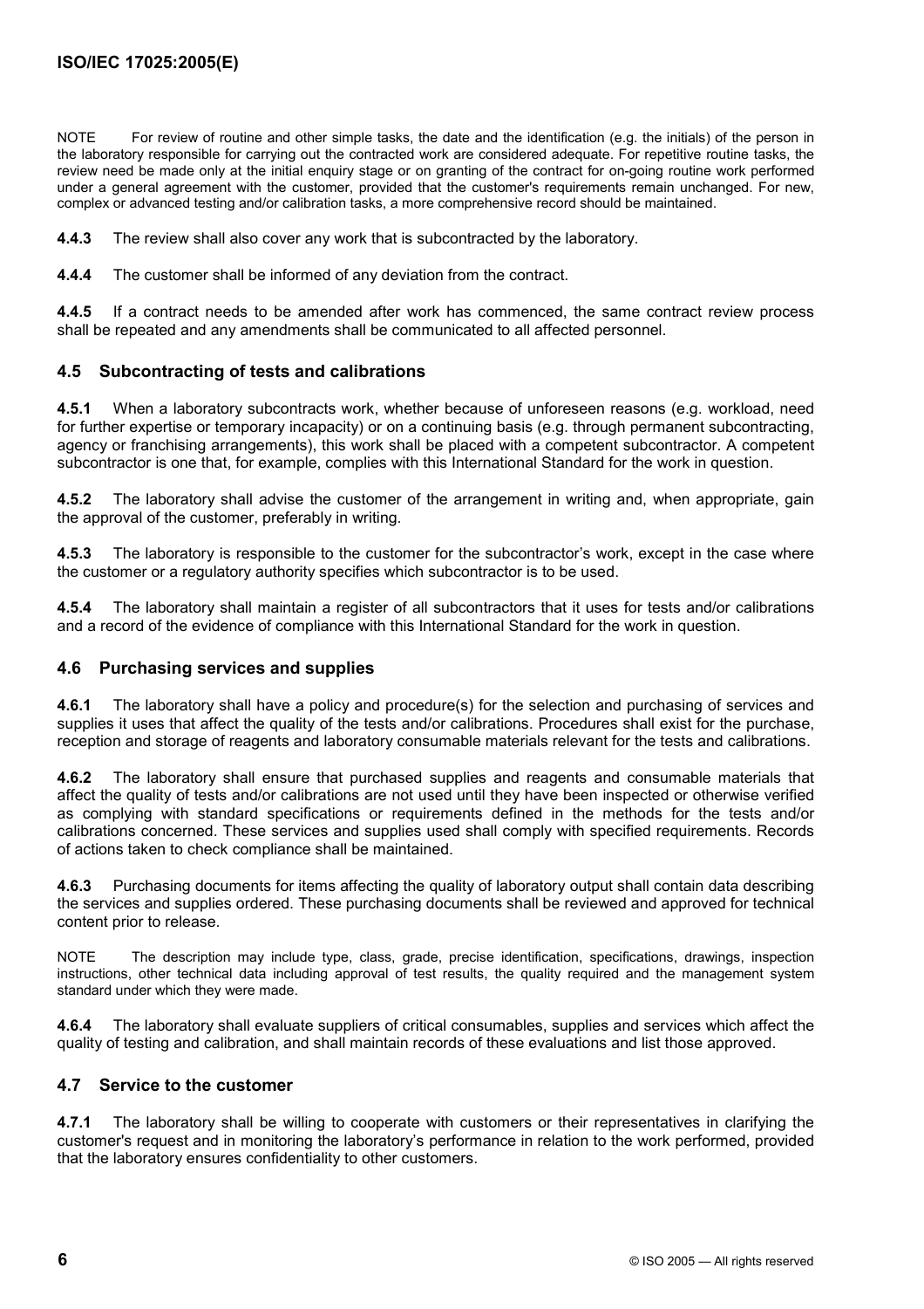NOTE For review of routine and other simple tasks, the date and the identification (e.g. the initials) of the person in the laboratory responsible for carrying out the contracted work are considered adequate. For repetitive routine tasks, the review need be made only at the initial enquiry stage or on granting of the contract for on-going routine work performed under a general agreement with the customer, provided that the customer's requirements remain unchanged. For new, complex or advanced testing and/or calibration tasks, a more comprehensive record should be maintained.

**4.4.3** The review shall also cover any work that is subcontracted by the laboratory.

**4.4.4** The customer shall be informed of any deviation from the contract.

**4.4.5** If a contract needs to be amended after work has commenced, the same contract review process shall be repeated and any amendments shall be communicated to all affected personnel.

## 4.5 Subcontracting of tests and calibrations

**4.5.1** When a laboratory subcontracts work, whether because of unforeseen reasons (e.g. workload, need for further expertise or temporary incapacity) or on a continuing basis (e.g. through permanent subcontracting, agency or franchising arrangements), this work shall be placed with a competent subcontractor. A competent subcontractor is one that, for example, complies with this International Standard for the work in question.

**4.5.2** The laboratory shall advise the customer of the arrangement in writing and, when appropriate, gain the approval of the customer, preferably in writing.

**4.5.3** The laboratory is responsible to the customer for the subcontractor's work, except in the case where the customer or a regulatory authority specifies which subcontractor is to be used.

**4.5.4** The laboratory shall maintain a register of all subcontractors that it uses for tests and/or calibrations and a record of the evidence of compliance with this International Standard for the work in question.

## 4.6 Purchasing services and supplies

**4.6.1** The laboratory shall have a policy and procedure(s) for the selection and purchasing of services and supplies it uses that affect the quality of the tests and/or calibrations. Procedures shall exist for the purchase, reception and storage of reagents and laboratory consumable materials relevant for the tests and calibrations.

**4.6.2** The laboratory shall ensure that purchased supplies and reagents and consumable materials that affect the quality of tests and/or calibrations are not used until they have been inspected or otherwise verified as complying with standard specifications or requirements defined in the methods for the tests and/or calibrations concerned. These services and supplies used shall comply with specified requirements. Records of actions taken to check compliance shall be maintained.

**4.6.3** Purchasing documents for items affecting the quality of laboratory output shall contain data describing the services and supplies ordered. These purchasing documents shall be reviewed and approved for technical content prior to release.

NOTE The description may include type, class, grade, precise identification, specifications, drawings, inspection instructions, other technical data including approval of test results, the quality required and the management system standard under which they were made.

**4.6.4** The laboratory shall evaluate suppliers of critical consumables, supplies and services which affect the quality of testing and calibration, and shall maintain records of these evaluations and list those approved.

## 4.7 Service to the customer

**4.7.1** The laboratory shall be willing to cooperate with customers or their representatives in clarifying the customer's request and in monitoring the laboratory's performance in relation to the work performed, provided that the laboratory ensures confidentiality to other customers.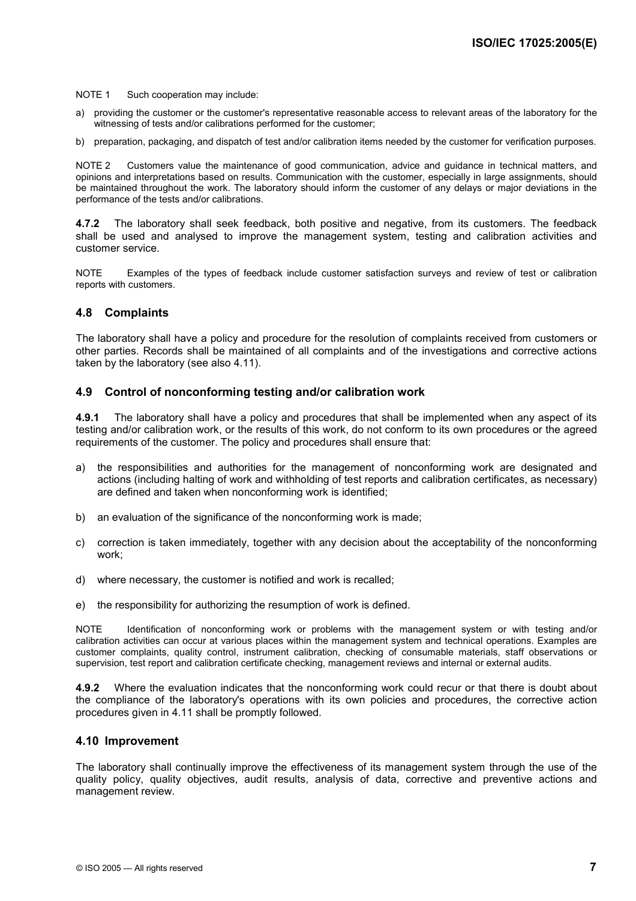NOTE 1 Such cooperation may include:

a) providing the customer or the customer's representative reasonable access to relevant areas of the laboratory for the witnessing of tests and/or calibrations performed for the customer;

b) preparation, packaging, and dispatch of test and/or calibration items needed by the customer for verification purposes.

NOTE 2 Customers value the maintenance of good communication, advice and guidance in technical matters, and opinions and interpretations based on results. Communication with the customer, especially in large assignments, should be maintained throughout the work. The laboratory should inform the customer of any delays or major deviations in the performance of the tests and/or calibrations.

**4.7.2** The laboratory shall seek feedback, both positive and negative, from its customers. The feedback shall be used and analysed to improve the management system, testing and calibration activities and customer service.

NOTE Examples of the types of feedback include customer satisfaction surveys and review of test or calibration reports with customers.

## 4.8 Complaints

The laboratory shall have a policy and procedure for the resolution of complaints received from customers or other parties. Records shall be maintained of all complaints and of the investigations and corrective actions taken by the laboratory (see also 4.11).

## 4.9 Control of nonconforming testing and/or calibration work

**4.9.1** The laboratory shall have a policy and procedures that shall be implemented when any aspect of its testing and/or calibration work, or the results of this work, do not conform to its own procedures or the agreed requirements of the customer. The policy and procedures shall ensure that:

a) the responsibilities and authorities for the management of nonconforming work are designated and actions (including halting of work and withholding of test reports and calibration certificates, as necessary) are defined and taken when nonconforming work is identified;

b) an evaluation of the significance of the nonconforming work is made;

c) correction is taken immediately, together with any decision about the acceptability of the nonconforming work;

d) where necessary, the customer is notified and work is recalled;

e) the responsibility for authorizing the resumption of work is defined.

NOTE Identification of nonconforming work or problems with the management system or with testing and/or calibration activities can occur at various places within the management system and technical operations. Examples are customer complaints, quality control, instrument calibration, checking of consumable materials, staff observations or supervision, test report and calibration certificate checking, management reviews and internal or external audits.

**4.9.2** Where the evaluation indicates that the nonconforming work could recur or that there is doubt about the compliance of the laboratory's operations with its own policies and procedures, the corrective action procedures given in 4.11 shall be promptly followed.

## 4.10 Improvement

The laboratory shall continually improve the effectiveness of its management system through the use of the quality policy, quality objectives, audit results, analysis of data, corrective and preventive actions and management review.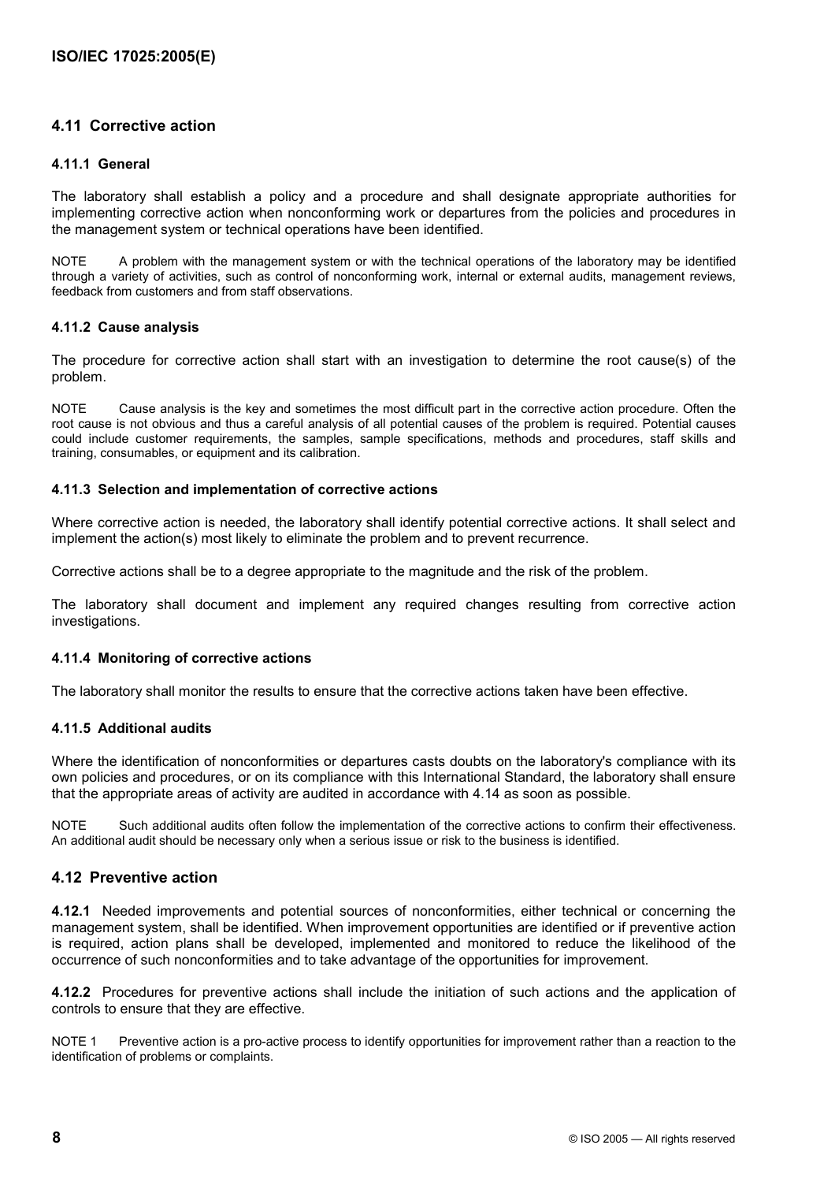## 4.11 Corrective action

### 4.11.1 General

The laboratory shall establish a policy and a procedure and shall designate appropriate authorities for implementing corrective action when nonconforming work or departures from the policies and procedures in the management system or technical operations have been identified.

NOTE A problem with the management system or with the technical operations of the laboratory may be identified through a variety of activities, such as control of nonconforming work, internal or external audits, management reviews, feedback from customers and from staff observations.

### 4.11.2 Cause analysis

The procedure for corrective action shall start with an investigation to determine the root cause(s) of the problem.

NOTE Cause analysis is the key and sometimes the most difficult part in the corrective action procedure. Often the root cause is not obvious and thus a careful analysis of all potential causes of the problem is required. Potential causes could include customer requirements, the samples, sample specifications, methods and procedures, staff skills and training, consumables, or equipment and its calibration.

### 4.11.3 Selection and implementation of corrective actions

Where corrective action is needed, the laboratory shall identify potential corrective actions. It shall select and implement the action(s) most likely to eliminate the problem and to prevent recurrence.

Corrective actions shall be to a degree appropriate to the magnitude and the risk of the problem.

The laboratory shall document and implement any required changes resulting from corrective action investigations.

### 4.11.4 Monitoring of corrective actions

The laboratory shall monitor the results to ensure that the corrective actions taken have been effective.

### 4.11.5 Additional audits

Where the identification of nonconformities or departures casts doubts on the laboratory's compliance with its own policies and procedures, or on its compliance with this International Standard, the laboratory shall ensure that the appropriate areas of activity are audited in accordance with 4.14 as soon as possible.

NOTE Such additional audits often follow the implementation of the corrective actions to confirm their effectiveness. An additional audit should be necessary only when a serious issue or risk to the business is identified.

## 4.12 Preventive action

**4.12.1** Needed improvements and potential sources of nonconformities, either technical or concerning the management system, shall be identified. When improvement opportunities are identified or if preventive action is required, action plans shall be developed, implemented and monitored to reduce the likelihood of the occurrence of such nonconformities and to take advantage of the opportunities for improvement.

**4.12.2** Procedures for preventive actions shall include the initiation of such actions and the application of controls to ensure that they are effective.

NOTE 1 Preventive action is a pro-active process to identify opportunities for improvement rather than a reaction to the identification of problems or complaints.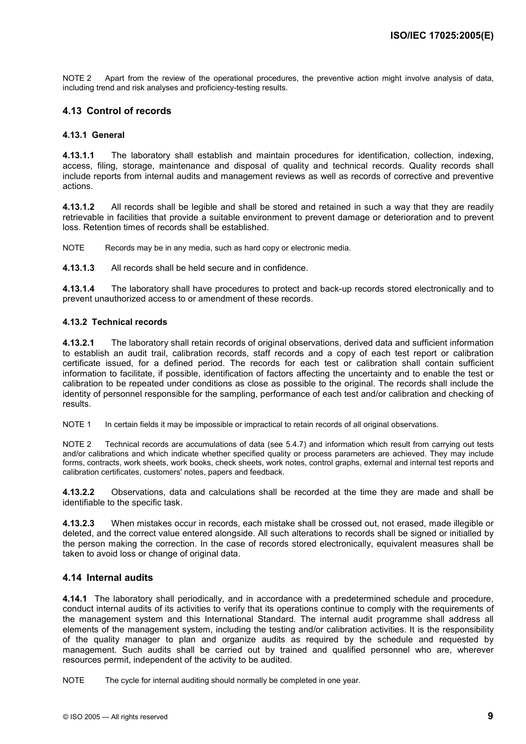NOTE 2 Apart from the review of the operational procedures, the preventive action might involve analysis of data, including trend and risk analyses and proficiency-testing results.

## 4.13 Control of records

### 4.13.1 General

**4.13.1.1** The laboratory shall establish and maintain procedures for identification, collection, indexing, access, filing, storage, maintenance and disposal of quality and technical records. Quality records shall include reports from internal audits and management reviews as well as records of corrective and preventive actions.

**4.13.1.2** All records shall be legible and shall be stored and retained in such a way that they are readily retrievable in facilities that provide a suitable environment to prevent damage or deterioration and to prevent loss. Retention times of records shall be established.

NOTE Records may be in any media, such as hard copy or electronic media.

**4.13.1.3** All records shall be held secure and in confidence.

**4.13.1.4** The laboratory shall have procedures to protect and back-up records stored electronically and to prevent unauthorized access to or amendment of these records.

### 4.13.2 Technical records

**4.13.2.1** The laboratory shall retain records of original observations, derived data and sufficient information to establish an audit trail, calibration records, staff records and a copy of each test report or calibration certificate issued, for a defined period. The records for each test or calibration shall contain sufficient information to facilitate, if possible, identification of factors affecting the uncertainty and to enable the test or calibration to be repeated under conditions as close as possible to the original. The records shall include the identity of personnel responsible for the sampling, performance of each test and/or calibration and checking of results.

NOTE 1 In certain fields it may be impossible or impractical to retain records of all original observations.

NOTE 2 Technical records are accumulations of data (see 5.4.7) and information which result from carrying out tests and/or calibrations and which indicate whether specified quality or process parameters are achieved. They may include forms, contracts, work sheets, work books, check sheets, work notes, control graphs, external and internal test reports and calibration certificates, customers' notes, papers and feedback.

**4.13.2.2** Observations, data and calculations shall be recorded at the time they are made and shall be identifiable to the specific task.

**4.13.2.3** When mistakes occur in records, each mistake shall be crossed out, not erased, made illegible or deleted, and the correct value entered alongside. All such alterations to records shall be signed or initialled by the person making the correction. In the case of records stored electronically, equivalent measures shall be taken to avoid loss or change of original data.

## 4.14 Internal audits

**4.14.1** The laboratory shall periodically, and in accordance with a predetermined schedule and procedure, conduct internal audits of its activities to verify that its operations continue to comply with the requirements of the management system and this International Standard. The internal audit programme shall address all elements of the management system, including the testing and/or calibration activities. It is the responsibility of the quality manager to plan and organize audits as required by the schedule and requested by management. Such audits shall be carried out by trained and qualified personnel who are, wherever resources permit, independent of the activity to be audited.

NOTE The cycle for internal auditing should normally be completed in one year.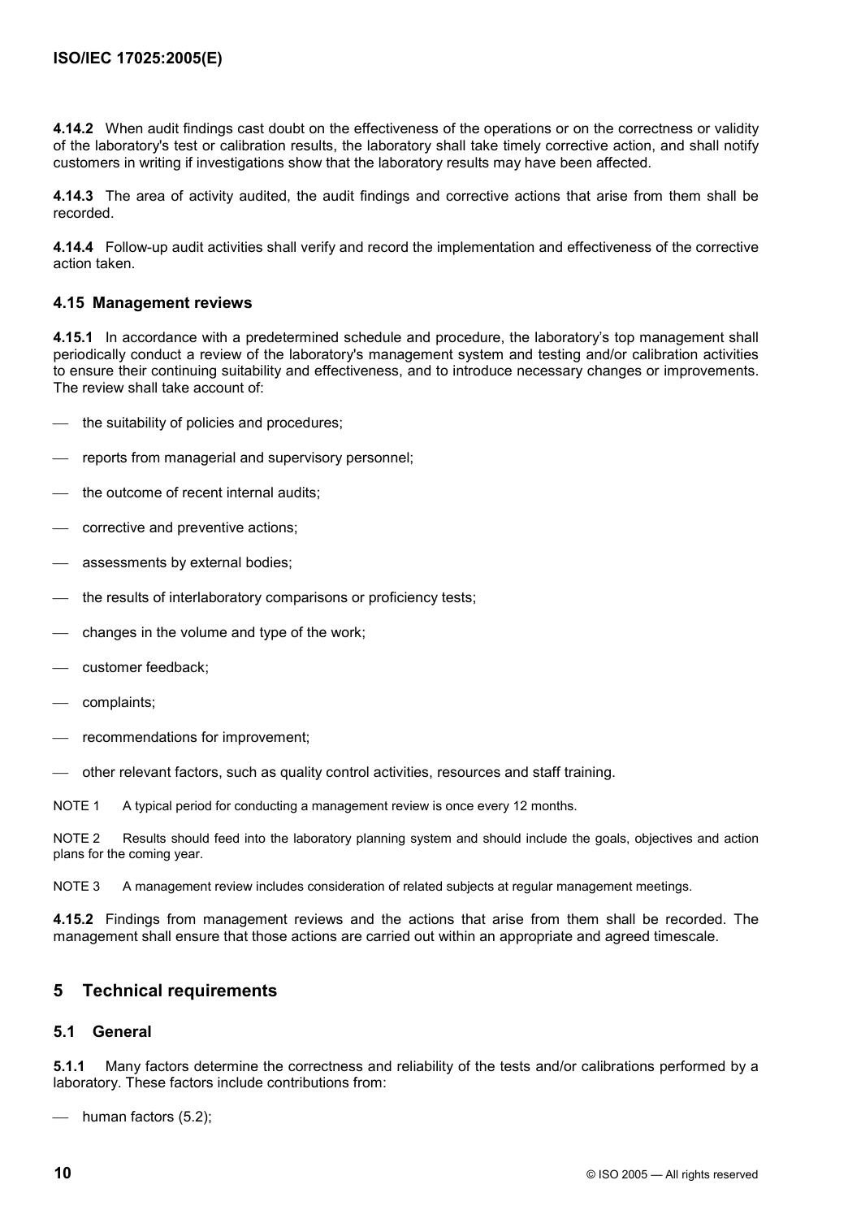**4.14.2** When audit findings cast doubt on the effectiveness of the operations or on the correctness or validity of the laboratory's test or calibration results, the laboratory shall take timely corrective action, and shall notify customers in writing if investigations show that the laboratory results may have been affected.

**4.14.3** The area of activity audited, the audit findings and corrective actions that arise from them shall be recorded.

**4.14.4** Follow-up audit activities shall verify and record the implementation and effectiveness of the corrective action taken.

### 4.15 Management reviews

**4.15.1** In accordance with a predetermined schedule and procedure, the laboratory's top management shall periodically conduct a review of the laboratory's management system and testing and/or calibration activities to ensure their continuing suitability and effectiveness, and to introduce necessary changes or improvements. The review shall take account of:

- the suitability of policies and procedures;
- reports from managerial and supervisory personnel;
- the outcome of recent internal audits;
- corrective and preventive actions;
- assessments by external bodies;
- the results of interlaboratory comparisons or proficiency tests;
- changes in the volume and type of the work;
- customer feedback;
- complaints;
- recommendations for improvement;
- other relevant factors, such as quality control activities, resources and staff training.

NOTE 1 A typical period for conducting a management review is once every 12 months.

NOTE 2 Results should feed into the laboratory planning system and should include the goals, objectives and action plans for the coming year.

NOTE 3 A management review includes consideration of related subjects at regular management meetings.

**4.15.2** Findings from management reviews and the actions that arise from them shall be recorded. The management shall ensure that those actions are carried out within an appropriate and agreed timescale.

## 5 Technical requirements

### 5.1 General

**5.1.1** Many factors determine the correctness and reliability of the tests and/or calibrations performed by a laboratory. These factors include contributions from:

- human factors (5.2);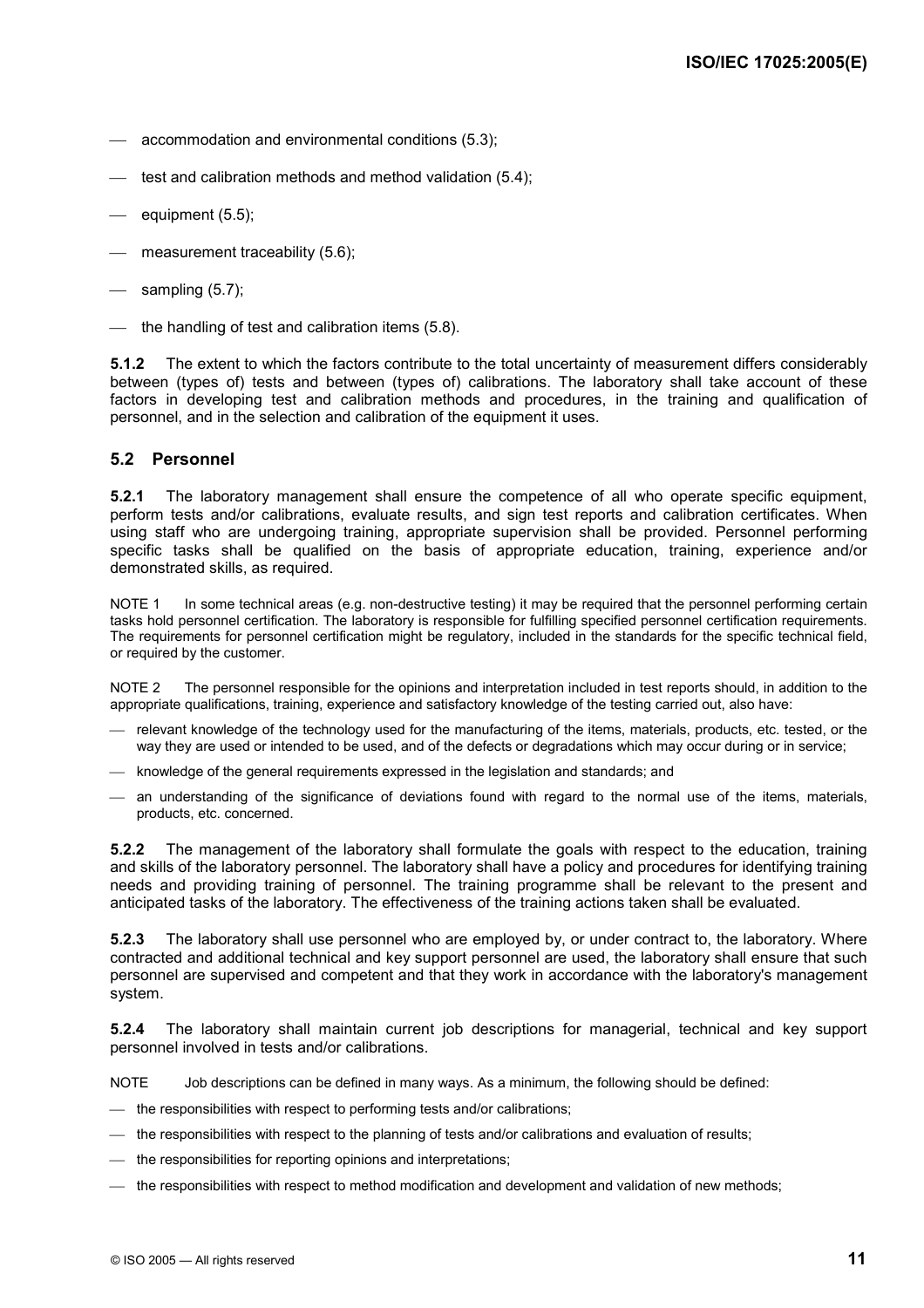- accommodation and environmental conditions (5.3);
- test and calibration methods and method validation (5.4);
- equipment (5.5);
- measurement traceability (5.6);
- sampling (5.7);
- the handling of test and calibration items (5.8).

**5.1.2** The extent to which the factors contribute to the total uncertainty of measurement differs considerably between (types of) tests and between (types of) calibrations. The laboratory shall take account of these factors in developing test and calibration methods and procedures, in the training and qualification of personnel, and in the selection and calibration of the equipment it uses.

## 5.2 Personnel

**5.2.1** The laboratory management shall ensure the competence of all who operate specific equipment, perform tests and/or calibrations, evaluate results, and sign test reports and calibration certificates. When using staff who are undergoing training, appropriate supervision shall be provided. Personnel performing specific tasks shall be qualified on the basis of appropriate education, training, experience and/or demonstrated skills, as required.

NOTE 1 In some technical areas (e.g. non-destructive testing) it may be required that the personnel performing certain tasks hold personnel certification. The laboratory is responsible for fulfilling specified personnel certification requirements. The requirements for personnel certification might be regulatory, included in the standards for the specific technical field, or required by the customer.

NOTE 2 The personnel responsible for the opinions and interpretation included in test reports should, in addition to the appropriate qualifications, training, experience and satisfactory knowledge of the testing carried out, also have:

- relevant knowledge of the technology used for the manufacturing of the items, materials, products, etc. tested, or the way they are used or intended to be used, and of the defects or degradations which may occur during or in service;
- knowledge of the general requirements expressed in the legislation and standards; and
- an understanding of the significance of deviations found with regard to the normal use of the items, materials, products, etc. concerned.

**5.2.2** The management of the laboratory shall formulate the goals with respect to the education, training and skills of the laboratory personnel. The laboratory shall have a policy and procedures for identifying training needs and providing training of personnel. The training programme shall be relevant to the present and anticipated tasks of the laboratory. The effectiveness of the training actions taken shall be evaluated.

**5.2.3** The laboratory shall use personnel who are employed by, or under contract to, the laboratory. Where contracted and additional technical and key support personnel are used, the laboratory shall ensure that such personnel are supervised and competent and that they work in accordance with the laboratory's management system.

**5.2.4** The laboratory shall maintain current job descriptions for managerial, technical and key support personnel involved in tests and/or calibrations.

NOTE Job descriptions can be defined in many ways. As a minimum, the following should be defined:

- the responsibilities with respect to performing tests and/or calibrations;
- the responsibilities with respect to the planning of tests and/or calibrations and evaluation of results;
- the responsibilities for reporting opinions and interpretations;
- the responsibilities with respect to method modification and development and validation of new methods;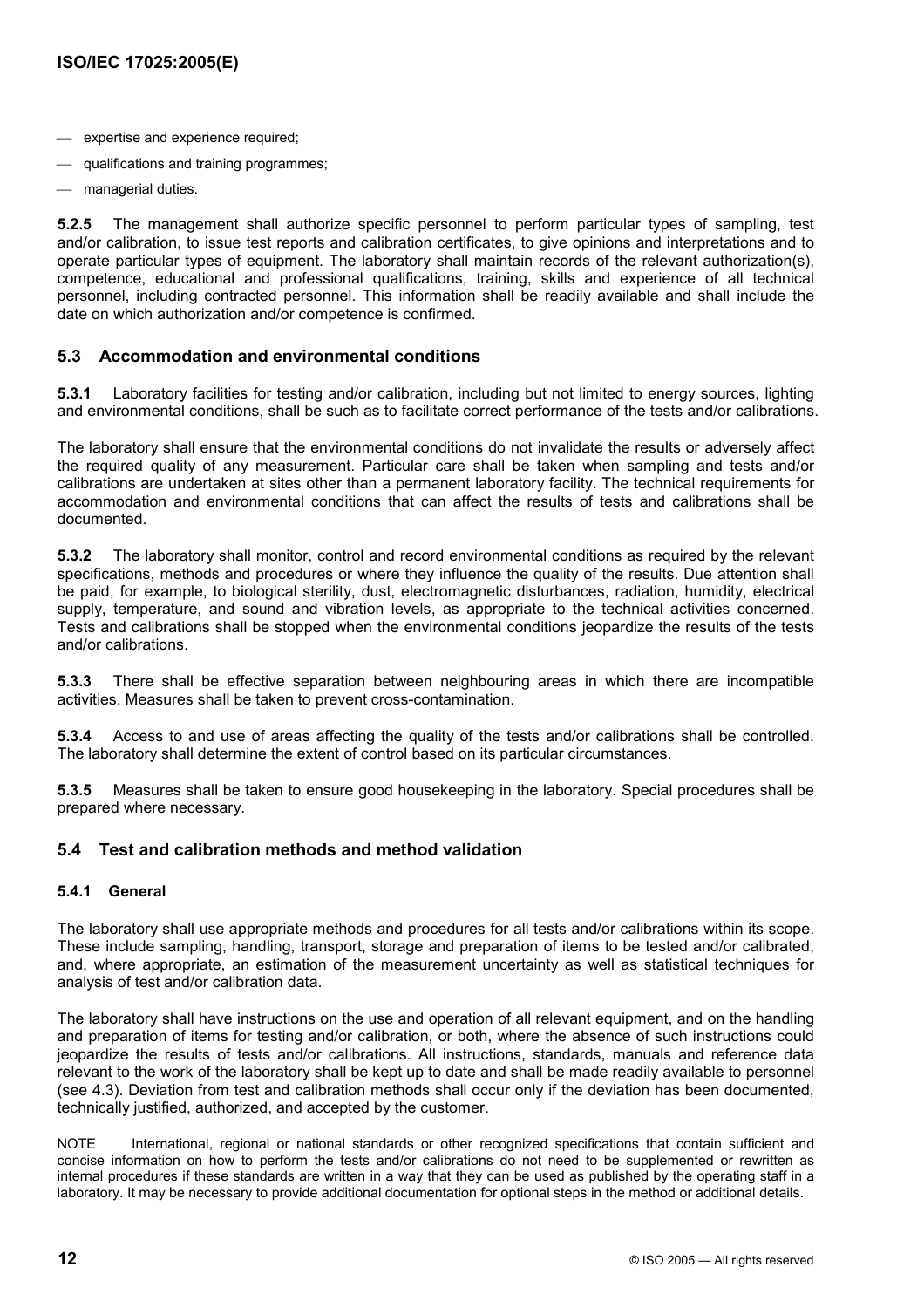- expertise and experience required;
- qualifications and training programmes;
- managerial duties.

**5.2.5** The management shall authorize specific personnel to perform particular types of sampling, test and/or calibration, to issue test reports and calibration certificates, to give opinions and interpretations and to operate particular types of equipment. The laboratory shall maintain records of the relevant authorization(s), competence, educational and professional qualifications, training, skills and experience of all technical personnel, including contracted personnel. This information shall be readily available and shall include the date on which authorization and/or competence is confirmed.

## 5.3 Accommodation and environmental conditions

**5.3.1** Laboratory facilities for testing and/or calibration, including but not limited to energy sources, lighting and environmental conditions, shall be such as to facilitate correct performance of the tests and/or calibrations.

The laboratory shall ensure that the environmental conditions do not invalidate the results or adversely affect the required quality of any measurement. Particular care shall be taken when sampling and tests and/or calibrations are undertaken at sites other than a permanent laboratory facility. The technical requirements for accommodation and environmental conditions that can affect the results of tests and calibrations shall be documented.

**5.3.2** The laboratory shall monitor, control and record environmental conditions as required by the relevant specifications, methods and procedures or where they influence the quality of the results. Due attention shall be paid, for example, to biological sterility, dust, electromagnetic disturbances, radiation, humidity, electrical supply, temperature, and sound and vibration levels, as appropriate to the technical activities concerned. Tests and calibrations shall be stopped when the environmental conditions jeopardize the results of the tests and/or calibrations.

**5.3.3** There shall be effective separation between neighbouring areas in which there are incompatible activities. Measures shall be taken to prevent cross-contamination.

**5.3.4** Access to and use of areas affecting the quality of the tests and/or calibrations shall be controlled. The laboratory shall determine the extent of control based on its particular circumstances.

**5.3.5** Measures shall be taken to ensure good housekeeping in the laboratory. Special procedures shall be prepared where necessary.

## 5.4 Test and calibration methods and method validation

### 5.4.1 General

The laboratory shall use appropriate methods and procedures for all tests and/or calibrations within its scope. These include sampling, handling, transport, storage and preparation of items to be tested and/or calibrated, and, where appropriate, an estimation of the measurement uncertainty as well as statistical techniques for analysis of test and/or calibration data.

The laboratory shall have instructions on the use and operation of all relevant equipment, and on the handling and preparation of items for testing and/or calibration, or both, where the absence of such instructions could jeopardize the results of tests and/or calibrations. All instructions, standards, manuals and reference data relevant to the work of the laboratory shall be kept up to date and shall be made readily available to personnel (see 4.3). Deviation from test and calibration methods shall occur only if the deviation has been documented, technically justified, authorized, and accepted by the customer.

NOTE International, regional or national standards or other recognized specifications that contain sufficient and concise information on how to perform the tests and/or calibrations do not need to be supplemented or rewritten as internal procedures if these standards are written in a way that they can be used as published by the operating staff in a laboratory. It may be necessary to provide additional documentation for optional steps in the method or additional details.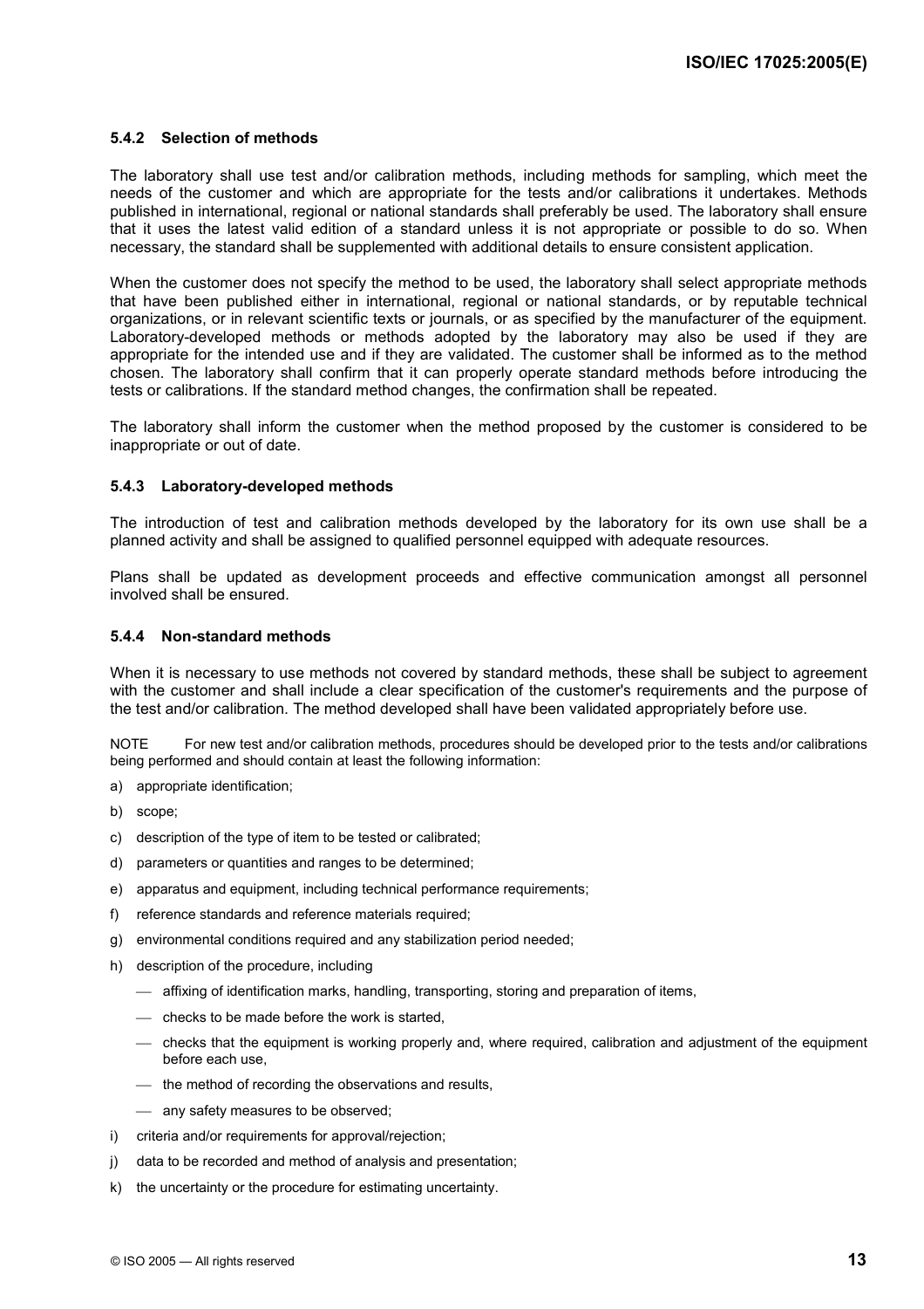### 5.4.2 Selection of methods

The laboratory shall use test and/or calibration methods, including methods for sampling, which meet the needs of the customer and which are appropriate for the tests and/or calibrations it undertakes. Methods published in international, regional or national standards shall preferably be used. The laboratory shall ensure that it uses the latest valid edition of a standard unless it is not appropriate or possible to do so. When necessary, the standard shall be supplemented with additional details to ensure consistent application.

When the customer does not specify the method to be used, the laboratory shall select appropriate methods that have been published either in international, regional or national standards, or by reputable technical organizations, or in relevant scientific texts or journals, or as specified by the manufacturer of the equipment. Laboratory-developed methods or methods adopted by the laboratory may also be used if they are appropriate for the intended use and if they are validated. The customer shall be informed as to the method chosen. The laboratory shall confirm that it can properly operate standard methods before introducing the tests or calibrations. If the standard method changes, the confirmation shall be repeated.

The laboratory shall inform the customer when the method proposed by the customer is considered to be inappropriate or out of date.

### 5.4.3 Laboratory-developed methods

The introduction of test and calibration methods developed by the laboratory for its own use shall be a planned activity and shall be assigned to qualified personnel equipped with adequate resources.

Plans shall be updated as development proceeds and effective communication amongst all personnel involved shall be ensured.

### 5.4.4 Non-standard methods

When it is necessary to use methods not covered by standard methods, these shall be subject to agreement with the customer and shall include a clear specification of the customer's requirements and the purpose of the test and/or calibration. The method developed shall have been validated appropriately before use.

NOTE For new test and/or calibration methods, procedures should be developed prior to the tests and/or calibrations being performed and should contain at least the following information:

a) appropriate identification;

b) scope;

c) description of the type of item to be tested or calibrated;

d) parameters or quantities and ranges to be determined;

e) apparatus and equipment, including technical performance requirements;

f) reference standards and reference materials required;

g) environmental conditions required and any stabilization period needed;

h) description of the procedure, including

- affixing of identification marks, handling, transporting, storing and preparation of items,
- checks to be made before the work is started,
- checks that the equipment is working properly and, where required, calibration and adjustment of the equipment before each use,
- the method of recording the observations and results,
- any safety measures to be observed;

i) criteria and/or requirements for approval/rejection;

j) data to be recorded and method of analysis and presentation;

k) the uncertainty or the procedure for estimating uncertainty.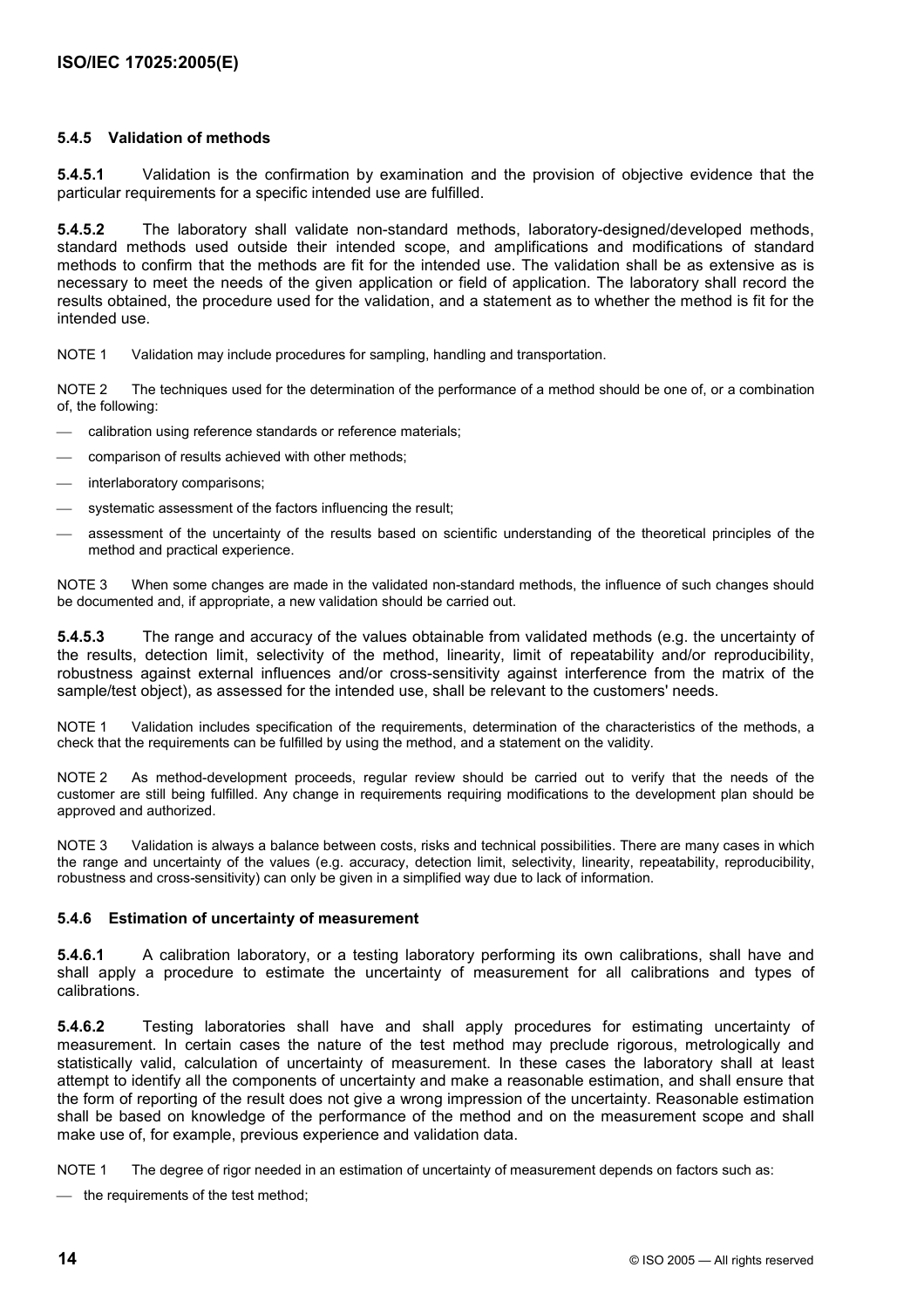### 5.4.5 Validation of methods

**5.4.5.1** Validation is the confirmation by examination and the provision of objective evidence that the particular requirements for a specific intended use are fulfilled.

**5.4.5.2** The laboratory shall validate non-standard methods, laboratory-designed/developed methods, standard methods used outside their intended scope, and amplifications and modifications of standard methods to confirm that the methods are fit for the intended use. The validation shall be as extensive as is necessary to meet the needs of the given application or field of application. The laboratory shall record the results obtained, the procedure used for the validation, and a statement as to whether the method is fit for the intended use.

NOTE 1 Validation may include procedures for sampling, handling and transportation.

NOTE 2 The techniques used for the determination of the performance of a method should be one of, or a combination of, the following:

- calibration using reference standards or reference materials;
- comparison of results achieved with other methods;
- interlaboratory comparisons;
- systematic assessment of the factors influencing the result;
- assessment of the uncertainty of the results based on scientific understanding of the theoretical principles of the method and practical experience.

NOTE 3 When some changes are made in the validated non-standard methods, the influence of such changes should be documented and, if appropriate, a new validation should be carried out.

**5.4.5.3** The range and accuracy of the values obtainable from validated methods (e.g. the uncertainty of the results, detection limit, selectivity of the method, linearity, limit of repeatability and/or reproducibility, robustness against external influences and/or cross-sensitivity against interference from the matrix of the sample/test object), as assessed for the intended use, shall be relevant to the customers' needs.

NOTE 1 Validation includes specification of the requirements, determination of the characteristics of the methods, a check that the requirements can be fulfilled by using the method, and a statement on the validity.

NOTE 2 As method-development proceeds, regular review should be carried out to verify that the needs of the customer are still being fulfilled. Any change in requirements requiring modifications to the development plan should be approved and authorized.

NOTE 3 Validation is always a balance between costs, risks and technical possibilities. There are many cases in which the range and uncertainty of the values (e.g. accuracy, detection limit, selectivity, linearity, repeatability, reproducibility, robustness and cross-sensitivity) can only be given in a simplified way due to lack of information.

### 5.4.6 Estimation of uncertainty of measurement

**5.4.6.1** A calibration laboratory, or a testing laboratory performing its own calibrations, shall have and shall apply a procedure to estimate the uncertainty of measurement for all calibrations and types of calibrations.

**5.4.6.2** Testing laboratories shall have and shall apply procedures for estimating uncertainty of measurement. In certain cases the nature of the test method may preclude rigorous, metrologically and statistically valid, calculation of uncertainty of measurement. In these cases the laboratory shall at least attempt to identify all the components of uncertainty and make a reasonable estimation, and shall ensure that the form of reporting of the result does not give a wrong impression of the uncertainty. Reasonable estimation shall be based on knowledge of the performance of the method and on the measurement scope and shall make use of, for example, previous experience and validation data.

NOTE 1 The degree of rigor needed in an estimation of uncertainty of measurement depends on factors such as:

- the requirements of the test method;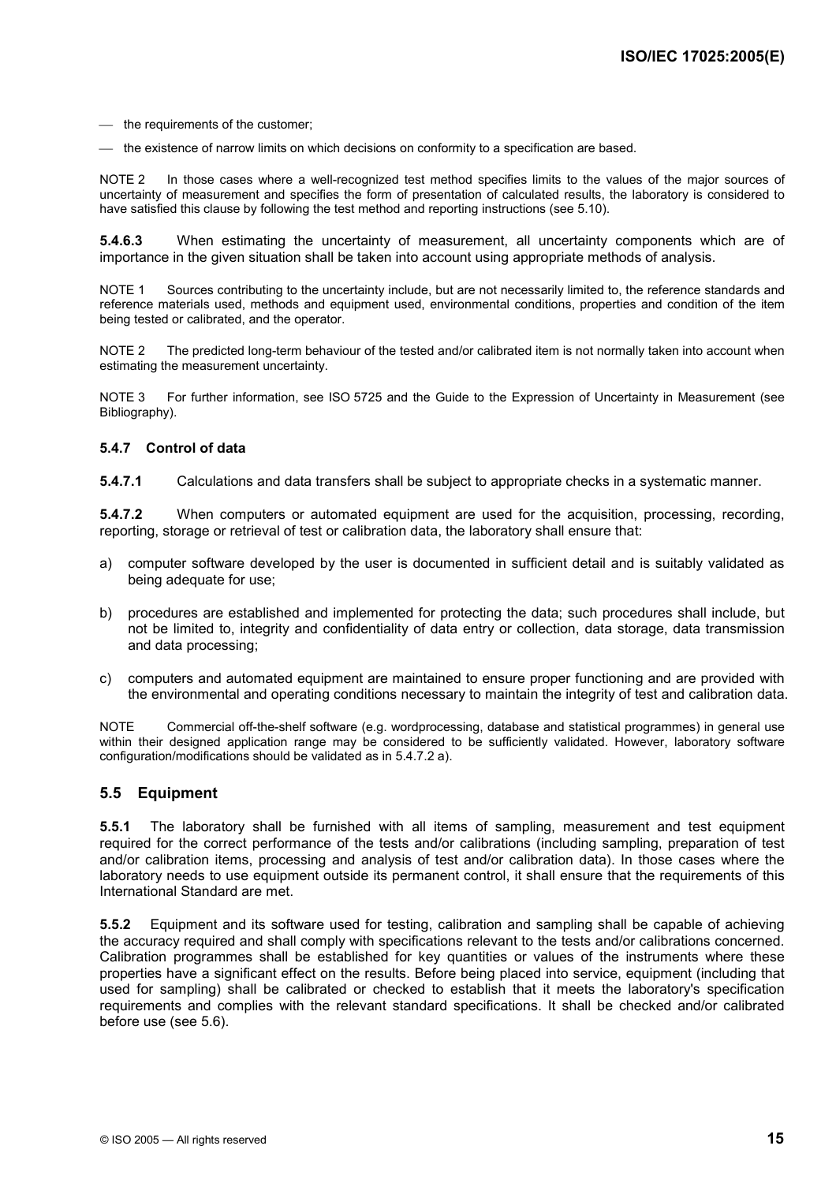- the requirements of the customer;
- the existence of narrow limits on which decisions on conformity to a specification are based.

NOTE 2 In those cases where a well-recognized test method specifies limits to the values of the major sources of uncertainty of measurement and specifies the form of presentation of calculated results, the laboratory is considered to have satisfied this clause by following the test method and reporting instructions (see 5.10).

**5.4.6.3** When estimating the uncertainty of measurement, all uncertainty components which are of importance in the given situation shall be taken into account using appropriate methods of analysis.

NOTE 1 Sources contributing to the uncertainty include, but are not necessarily limited to, the reference standards and reference materials used, methods and equipment used, environmental conditions, properties and condition of the item being tested or calibrated, and the operator.

NOTE 2 The predicted long-term behaviour of the tested and/or calibrated item is not normally taken into account when estimating the measurement uncertainty.

NOTE 3 For further information, see ISO 5725 and the Guide to the Expression of Uncertainty in Measurement (see Bibliography).

### 5.4.7 Control of data

**5.4.7.1** Calculations and data transfers shall be subject to appropriate checks in a systematic manner.

**5.4.7.2** When computers or automated equipment are used for the acquisition, processing, recording, reporting, storage or retrieval of test or calibration data, the laboratory shall ensure that:

a) computer software developed by the user is documented in sufficient detail and is suitably validated as being adequate for use;

b) procedures are established and implemented for protecting the data; such procedures shall include, but not be limited to, integrity and confidentiality of data entry or collection, data storage, data transmission and data processing;

c) computers and automated equipment are maintained to ensure proper functioning and are provided with the environmental and operating conditions necessary to maintain the integrity of test and calibration data.

NOTE Commercial off-the-shelf software (e.g. wordprocessing, database and statistical programmes) in general use within their designed application range may be considered to be sufficiently validated. However, laboratory software configuration/modifications should be validated as in 5.4.7.2 a).

## 5.5 Equipment

**5.5.1** The laboratory shall be furnished with all items of sampling, measurement and test equipment required for the correct performance of the tests and/or calibrations (including sampling, preparation of test and/or calibration items, processing and analysis of test and/or calibration data). In those cases where the laboratory needs to use equipment outside its permanent control, it shall ensure that the requirements of this International Standard are met.

**5.5.2** Equipment and its software used for testing, calibration and sampling shall be capable of achieving the accuracy required and shall comply with specifications relevant to the tests and/or calibrations concerned. Calibration programmes shall be established for key quantities or values of the instruments where these properties have a significant effect on the results. Before being placed into service, equipment (including that used for sampling) shall be calibrated or checked to establish that it meets the laboratory's specification requirements and complies with the relevant standard specifications. It shall be checked and/or calibrated before use (see 5.6).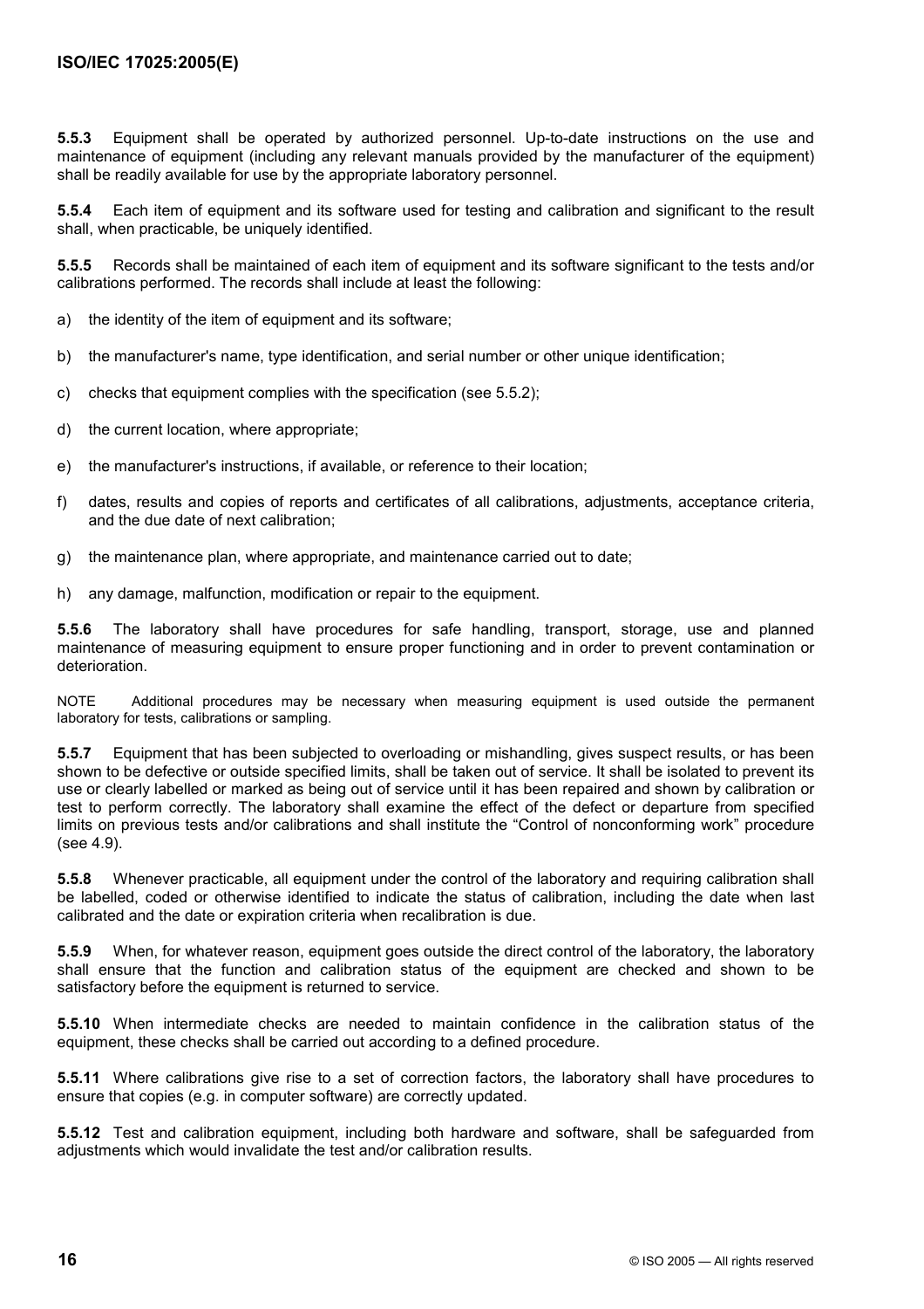**5.5.3** Equipment shall be operated by authorized personnel. Up-to-date instructions on the use and maintenance of equipment (including any relevant manuals provided by the manufacturer of the equipment) shall be readily available for use by the appropriate laboratory personnel.

**5.5.4** Each item of equipment and its software used for testing and calibration and significant to the result shall, when practicable, be uniquely identified.

**5.5.5** Records shall be maintained of each item of equipment and its software significant to the tests and/or calibrations performed. The records shall include at least the following:

a) the identity of the item of equipment and its software;

b) the manufacturer's name, type identification, and serial number or other unique identification;

c) checks that equipment complies with the specification (see 5.5.2);

d) the current location, where appropriate;

e) the manufacturer's instructions, if available, or reference to their location;

f) dates, results and copies of reports and certificates of all calibrations, adjustments, acceptance criteria, and the due date of next calibration;

g) the maintenance plan, where appropriate, and maintenance carried out to date;

h) any damage, malfunction, modification or repair to the equipment.

**5.5.6** The laboratory shall have procedures for safe handling, transport, storage, use and planned maintenance of measuring equipment to ensure proper functioning and in order to prevent contamination or deterioration.

NOTE Additional procedures may be necessary when measuring equipment is used outside the permanent laboratory for tests, calibrations or sampling.

**5.5.7** Equipment that has been subjected to overloading or mishandling, gives suspect results, or has been shown to be defective or outside specified limits, shall be taken out of service. It shall be isolated to prevent its use or clearly labelled or marked as being out of service until it has been repaired and shown by calibration or test to perform correctly. The laboratory shall examine the effect of the defect or departure from specified limits on previous tests and/or calibrations and shall institute the "Control of nonconforming work" procedure (see 4.9).

**5.5.8** Whenever practicable, all equipment under the control of the laboratory and requiring calibration shall be labelled, coded or otherwise identified to indicate the status of calibration, including the date when last calibrated and the date or expiration criteria when recalibration is due.

**5.5.9** When, for whatever reason, equipment goes outside the direct control of the laboratory, the laboratory shall ensure that the function and calibration status of the equipment are checked and shown to be satisfactory before the equipment is returned to service.

**5.5.10** When intermediate checks are needed to maintain confidence in the calibration status of the equipment, these checks shall be carried out according to a defined procedure.

**5.5.11** Where calibrations give rise to a set of correction factors, the laboratory shall have procedures to ensure that copies (e.g. in computer software) are correctly updated.

**5.5.12** Test and calibration equipment, including both hardware and software, shall be safeguarded from adjustments which would invalidate the test and/or calibration results.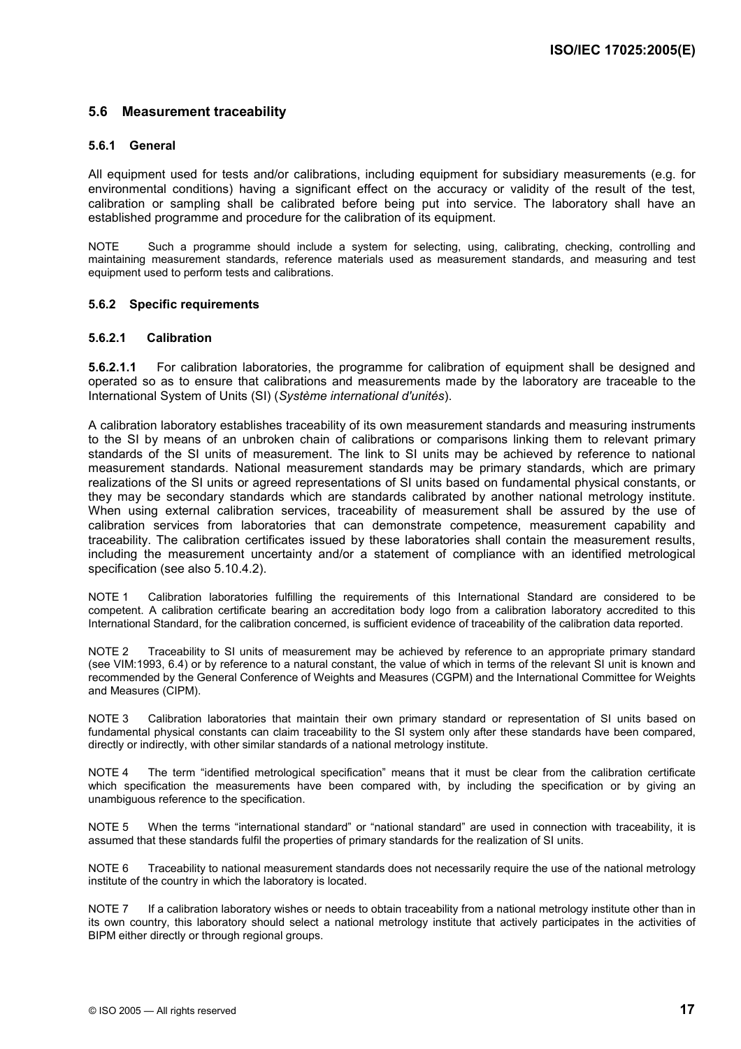## 5.6 Measurement traceability

### 5.6.1 General

All equipment used for tests and/or calibrations, including equipment for subsidiary measurements (e.g. for environmental conditions) having a significant effect on the accuracy or validity of the result of the test, calibration or sampling shall be calibrated before being put into service. The laboratory shall have an established programme and procedure for the calibration of its equipment.

NOTE Such a programme should include a system for selecting, using, calibrating, checking, controlling and maintaining measurement standards, reference materials used as measurement standards, and measuring and test equipment used to perform tests and calibrations.

### 5.6.2 Specific requirements

#### 5.6.2.1 Calibration

**5.6.2.1.1** For calibration laboratories, the programme for calibration of equipment shall be designed and operated so as to ensure that calibrations and measurements made by the laboratory are traceable to the International System of Units (SI) (*Système international d'unités*).

A calibration laboratory establishes traceability of its own measurement standards and measuring instruments to the SI by means of an unbroken chain of calibrations or comparisons linking them to relevant primary standards of the SI units of measurement. The link to SI units may be achieved by reference to national measurement standards. National measurement standards may be primary standards, which are primary realizations of the SI units or agreed representations of SI units based on fundamental physical constants, or they may be secondary standards which are standards calibrated by another national metrology institute. When using external calibration services, traceability of measurement shall be assured by the use of calibration services from laboratories that can demonstrate competence, measurement capability and traceability. The calibration certificates issued by these laboratories shall contain the measurement results, including the measurement uncertainty and/or a statement of compliance with an identified metrological specification (see also 5.10.4.2).

NOTE 1 Calibration laboratories fulfilling the requirements of this International Standard are considered to be competent. A calibration certificate bearing an accreditation body logo from a calibration laboratory accredited to this International Standard, for the calibration concerned, is sufficient evidence of traceability of the calibration data reported.

NOTE 2 Traceability to SI units of measurement may be achieved by reference to an appropriate primary standard (see VIM:1993, 6.4) or by reference to a natural constant, the value of which in terms of the relevant SI unit is known and recommended by the General Conference of Weights and Measures (CGPM) and the International Committee for Weights and Measures (CIPM).

NOTE 3 Calibration laboratories that maintain their own primary standard or representation of SI units based on fundamental physical constants can claim traceability to the SI system only after these standards have been compared, directly or indirectly, with other similar standards of a national metrology institute.

NOTE 4 The term "identified metrological specification" means that it must be clear from the calibration certificate which specification the measurements have been compared with, by including the specification or by giving an unambiguous reference to the specification.

NOTE 5 When the terms "international standard" or "national standard" are used in connection with traceability, it is assumed that these standards fulfil the properties of primary standards for the realization of SI units.

NOTE 6 Traceability to national measurement standards does not necessarily require the use of the national metrology institute of the country in which the laboratory is located.

NOTE 7 If a calibration laboratory wishes or needs to obtain traceability from a national metrology institute other than in its own country, this laboratory should select a national metrology institute that actively participates in the activities of BIPM either directly or through regional groups.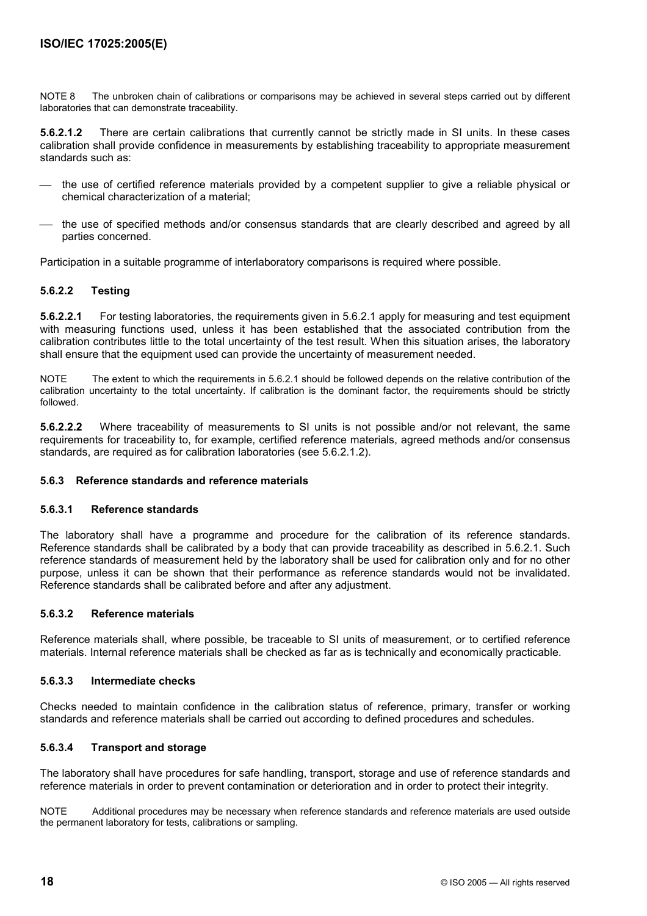NOTE 8 The unbroken chain of calibrations or comparisons may be achieved in several steps carried out by different laboratories that can demonstrate traceability.

**5.6.2.1.2** There are certain calibrations that currently cannot be strictly made in SI units. In these cases calibration shall provide confidence in measurements by establishing traceability to appropriate measurement standards such as:

- the use of certified reference materials provided by a competent supplier to give a reliable physical or chemical characterization of a material;
- the use of specified methods and/or consensus standards that are clearly described and agreed by all parties concerned.

Participation in a suitable programme of interlaboratory comparisons is required where possible.

#### 5.6.2.2 Testing

**5.6.2.2.1** For testing laboratories, the requirements given in 5.6.2.1 apply for measuring and test equipment with measuring functions used, unless it has been established that the associated contribution from the calibration contributes little to the total uncertainty of the test result. When this situation arises, the laboratory shall ensure that the equipment used can provide the uncertainty of measurement needed.

NOTE The extent to which the requirements in 5.6.2.1 should be followed depends on the relative contribution of the calibration uncertainty to the total uncertainty. If calibration is the dominant factor, the requirements should be strictly followed.

**5.6.2.2.2** Where traceability of measurements to SI units is not possible and/or not relevant, the same requirements for traceability to, for example, certified reference materials, agreed methods and/or consensus standards, are required as for calibration laboratories (see 5.6.2.1.2).

### 5.6.3 Reference standards and reference materials

#### 5.6.3.1 Reference standards

The laboratory shall have a programme and procedure for the calibration of its reference standards. Reference standards shall be calibrated by a body that can provide traceability as described in 5.6.2.1. Such reference standards of measurement held by the laboratory shall be used for calibration only and for no other purpose, unless it can be shown that their performance as reference standards would not be invalidated. Reference standards shall be calibrated before and after any adjustment.

#### 5.6.3.2 Reference materials

Reference materials shall, where possible, be traceable to SI units of measurement, or to certified reference materials. Internal reference materials shall be checked as far as is technically and economically practicable.

#### 5.6.3.3 Intermediate checks

Checks needed to maintain confidence in the calibration status of reference, primary, transfer or working standards and reference materials shall be carried out according to defined procedures and schedules.

#### 5.6.3.4 Transport and storage

The laboratory shall have procedures for safe handling, transport, storage and use of reference standards and reference materials in order to prevent contamination or deterioration and in order to protect their integrity.

NOTE Additional procedures may be necessary when reference standards and reference materials are used outside the permanent laboratory for tests, calibrations or sampling.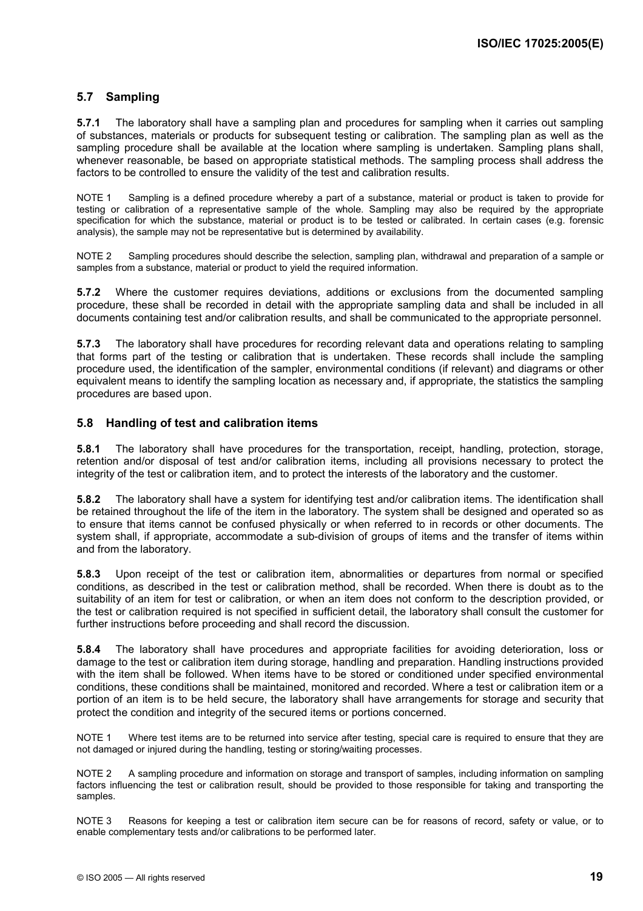## 5.7 Sampling

**5.7.1** The laboratory shall have a sampling plan and procedures for sampling when it carries out sampling of substances, materials or products for subsequent testing or calibration. The sampling plan as well as the sampling procedure shall be available at the location where sampling is undertaken. Sampling plans shall, whenever reasonable, be based on appropriate statistical methods. The sampling process shall address the factors to be controlled to ensure the validity of the test and calibration results.

NOTE 1 Sampling is a defined procedure whereby a part of a substance, material or product is taken to provide for testing or calibration of a representative sample of the whole. Sampling may also be required by the appropriate specification for which the substance, material or product is to be tested or calibrated. In certain cases (e.g. forensic analysis), the sample may not be representative but is determined by availability.

NOTE 2 Sampling procedures should describe the selection, sampling plan, withdrawal and preparation of a sample or samples from a substance, material or product to yield the required information.

**5.7.2** Where the customer requires deviations, additions or exclusions from the documented sampling procedure, these shall be recorded in detail with the appropriate sampling data and shall be included in all documents containing test and/or calibration results, and shall be communicated to the appropriate personnel.

**5.7.3** The laboratory shall have procedures for recording relevant data and operations relating to sampling that forms part of the testing or calibration that is undertaken. These records shall include the sampling procedure used, the identification of the sampler, environmental conditions (if relevant) and diagrams or other equivalent means to identify the sampling location as necessary and, if appropriate, the statistics the sampling procedures are based upon.

## 5.8 Handling of test and calibration items

**5.8.1** The laboratory shall have procedures for the transportation, receipt, handling, protection, storage, retention and/or disposal of test and/or calibration items, including all provisions necessary to protect the integrity of the test or calibration item, and to protect the interests of the laboratory and the customer.

**5.8.2** The laboratory shall have a system for identifying test and/or calibration items. The identification shall be retained throughout the life of the item in the laboratory. The system shall be designed and operated so as to ensure that items cannot be confused physically or when referred to in records or other documents. The system shall, if appropriate, accommodate a sub-division of groups of items and the transfer of items within and from the laboratory.

**5.8.3** Upon receipt of the test or calibration item, abnormalities or departures from normal or specified conditions, as described in the test or calibration method, shall be recorded. When there is doubt as to the suitability of an item for test or calibration, or when an item does not conform to the description provided, or the test or calibration required is not specified in sufficient detail, the laboratory shall consult the customer for further instructions before proceeding and shall record the discussion.

**5.8.4** The laboratory shall have procedures and appropriate facilities for avoiding deterioration, loss or damage to the test or calibration item during storage, handling and preparation. Handling instructions provided with the item shall be followed. When items have to be stored or conditioned under specified environmental conditions, these conditions shall be maintained, monitored and recorded. Where a test or calibration item or a portion of an item is to be held secure, the laboratory shall have arrangements for storage and security that protect the condition and integrity of the secured items or portions concerned.

NOTE 1 Where test items are to be returned into service after testing, special care is required to ensure that they are not damaged or injured during the handling, testing or storing/waiting processes.

NOTE 2 A sampling procedure and information on storage and transport of samples, including information on sampling factors influencing the test or calibration result, should be provided to those responsible for taking and transporting the samples.

NOTE 3 Reasons for keeping a test or calibration item secure can be for reasons of record, safety or value, or to enable complementary tests and/or calibrations to be performed later.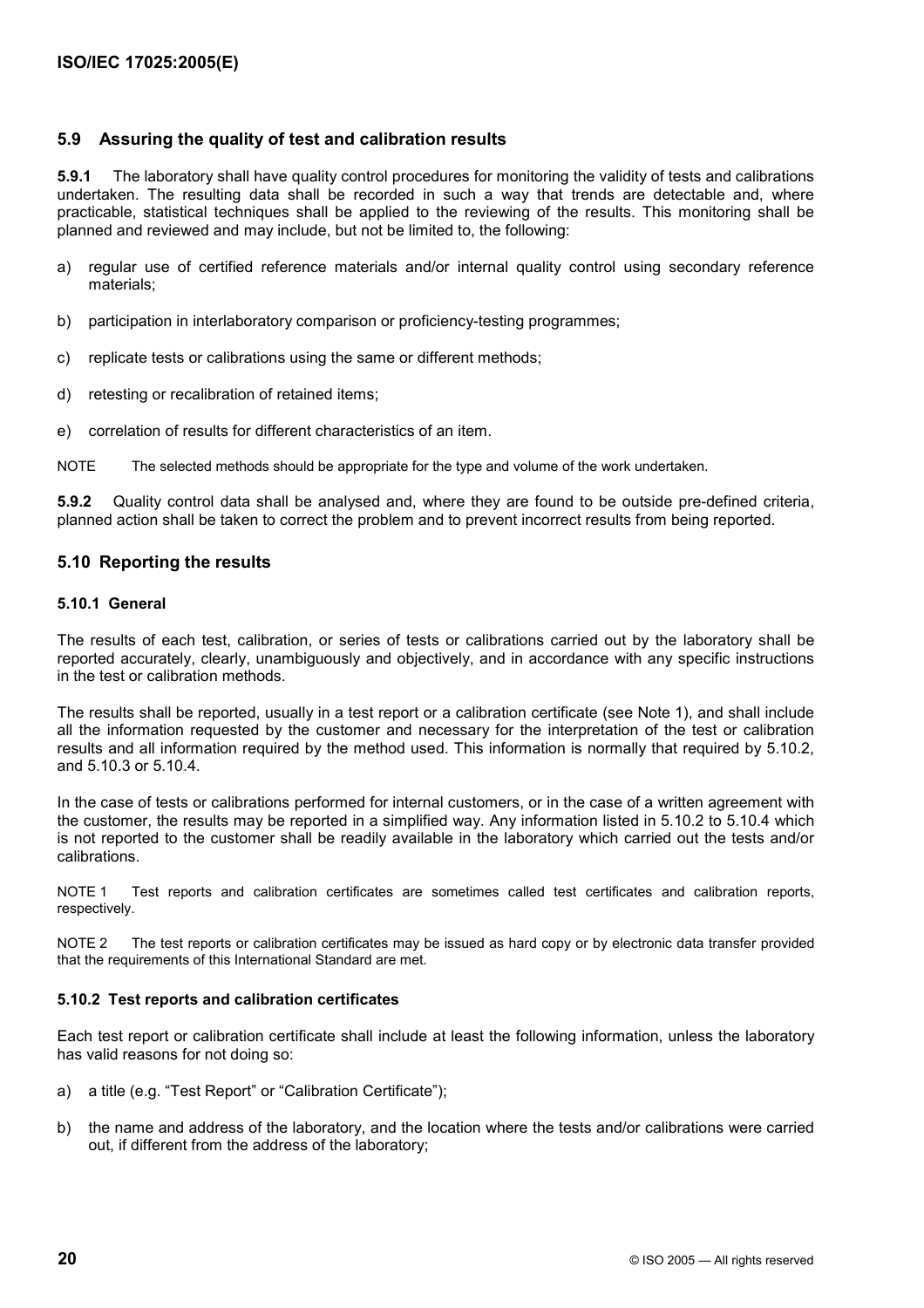### 5.9 Assuring the quality of test and calibration results

**5.9.1** The laboratory shall have quality control procedures for monitoring the validity of tests and calibrations undertaken. The resulting data shall be recorded in such a way that trends are detectable and, where practicable, statistical techniques shall be applied to the reviewing of the results. This monitoring shall be planned and reviewed and may include, but not be limited to, the following:

a) regular use of certified reference materials and/or internal quality control using secondary reference materials;

b) participation in interlaboratory comparison or proficiency-testing programmes;

c) replicate tests or calibrations using the same or different methods;

d) retesting or recalibration of retained items;

e) correlation of results for different characteristics of an item.

NOTE The selected methods should be appropriate for the type and volume of the work undertaken.

**5.9.2** Quality control data shall be analysed and, where they are found to be outside pre-defined criteria, planned action shall be taken to correct the problem and to prevent incorrect results from being reported.

### 5.10 Reporting the results

#### 5.10.1 General

The results of each test, calibration, or series of tests or calibrations carried out by the laboratory shall be reported accurately, clearly, unambiguously and objectively, and in accordance with any specific instructions in the test or calibration methods.

The results shall be reported, usually in a test report or a calibration certificate (see Note 1), and shall include all the information requested by the customer and necessary for the interpretation of the test or calibration results and all information required by the method used. This information is normally that required by 5.10.2, and 5.10.3 or 5.10.4.

In the case of tests or calibrations performed for internal customers, or in the case of a written agreement with the customer, the results may be reported in a simplified way. Any information listed in 5.10.2 to 5.10.4 which is not reported to the customer shall be readily available in the laboratory which carried out the tests and/or calibrations.

NOTE 1 Test reports and calibration certificates are sometimes called test certificates and calibration reports, respectively.

NOTE 2 The test reports or calibration certificates may be issued as hard copy or by electronic data transfer provided that the requirements of this International Standard are met.

#### 5.10.2 Test reports and calibration certificates

Each test report or calibration certificate shall include at least the following information, unless the laboratory has valid reasons for not doing so:

a) a title (e.g. "Test Report" or "Calibration Certificate");

b) the name and address of the laboratory, and the location where the tests and/or calibrations were carried out, if different from the address of the laboratory;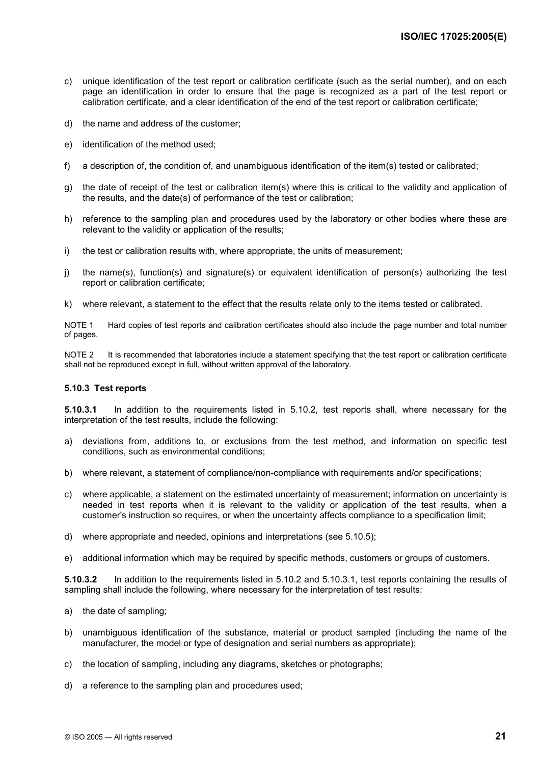c) unique identification of the test report or calibration certificate (such as the serial number), and on each page an identification in order to ensure that the page is recognized as a part of the test report or calibration certificate, and a clear identification of the end of the test report or calibration certificate;

d) the name and address of the customer;

e) identification of the method used;

f) a description of, the condition of, and unambiguous identification of the item(s) tested or calibrated;

g) the date of receipt of the test or calibration item(s) where this is critical to the validity and application of the results, and the date(s) of performance of the test or calibration;

h) reference to the sampling plan and procedures used by the laboratory or other bodies where these are relevant to the validity or application of the results;

i) the test or calibration results with, where appropriate, the units of measurement;

j) the name(s), function(s) and signature(s) or equivalent identification of person(s) authorizing the test report or calibration certificate;

k) where relevant, a statement to the effect that the results relate only to the items tested or calibrated.

NOTE 1 Hard copies of test reports and calibration certificates should also include the page number and total number of pages.

NOTE 2 It is recommended that laboratories include a statement specifying that the test report or calibration certificate shall not be reproduced except in full, without written approval of the laboratory.

### 5.10.3 Test reports

**5.10.3.1** In addition to the requirements listed in 5.10.2, test reports shall, where necessary for the interpretation of the test results, include the following:

a) deviations from, additions to, or exclusions from the test method, and information on specific test conditions, such as environmental conditions;

b) where relevant, a statement of compliance/non-compliance with requirements and/or specifications;

c) where applicable, a statement on the estimated uncertainty of measurement; information on uncertainty is needed in test reports when it is relevant to the validity or application of the test results, when a customer's instruction so requires, or when the uncertainty affects compliance to a specification limit;

d) where appropriate and needed, opinions and interpretations (see 5.10.5);

e) additional information which may be required by specific methods, customers or groups of customers.

**5.10.3.2** In addition to the requirements listed in 5.10.2 and 5.10.3.1, test reports containing the results of sampling shall include the following, where necessary for the interpretation of test results:

a) the date of sampling;

b) unambiguous identification of the substance, material or product sampled (including the name of the manufacturer, the model or type of designation and serial numbers as appropriate);

c) the location of sampling, including any diagrams, sketches or photographs;

d) a reference to the sampling plan and procedures used;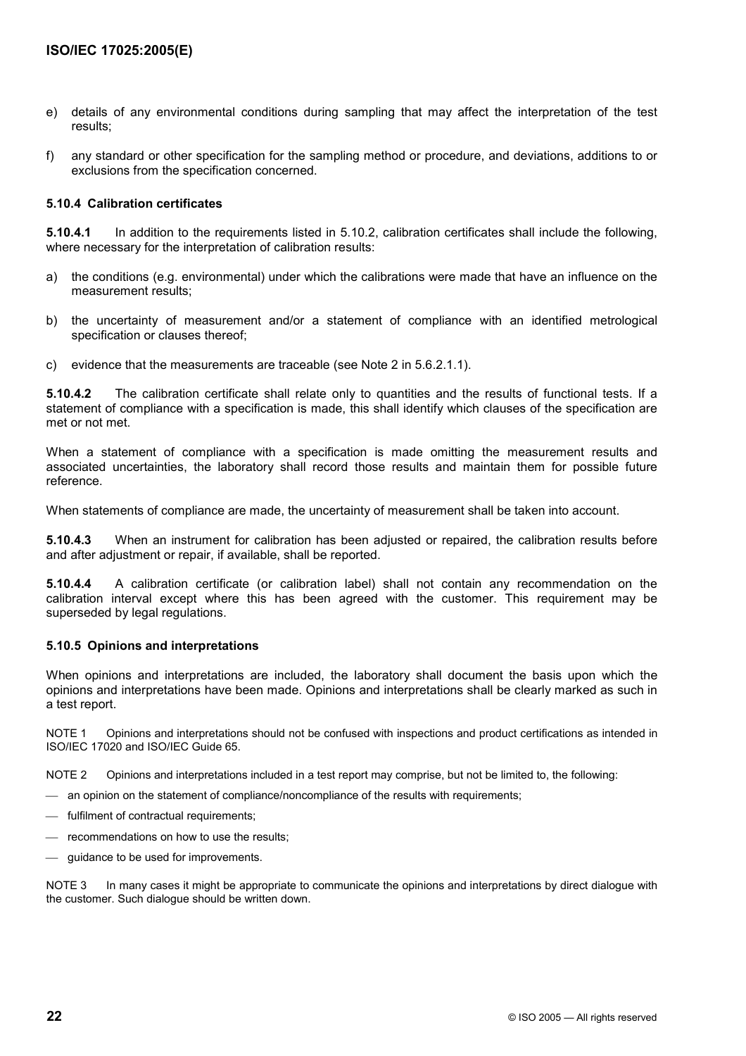e) details of any environmental conditions during sampling that may affect the interpretation of the test results;

f) any standard or other specification for the sampling method or procedure, and deviations, additions to or exclusions from the specification concerned.

### 5.10.4 Calibration certificates

**5.10.4.1** In addition to the requirements listed in 5.10.2, calibration certificates shall include the following, where necessary for the interpretation of calibration results:

a) the conditions (e.g. environmental) under which the calibrations were made that have an influence on the measurement results;

b) the uncertainty of measurement and/or a statement of compliance with an identified metrological specification or clauses thereof;

c) evidence that the measurements are traceable (see Note 2 in 5.6.2.1.1).

**5.10.4.2** The calibration certificate shall relate only to quantities and the results of functional tests. If a statement of compliance with a specification is made, this shall identify which clauses of the specification are met or not met.

When a statement of compliance with a specification is made omitting the measurement results and associated uncertainties, the laboratory shall record those results and maintain them for possible future reference.

When statements of compliance are made, the uncertainty of measurement shall be taken into account.

**5.10.4.3** When an instrument for calibration has been adjusted or repaired, the calibration results before and after adjustment or repair, if available, shall be reported.

**5.10.4.4** A calibration certificate (or calibration label) shall not contain any recommendation on the calibration interval except where this has been agreed with the customer. This requirement may be superseded by legal regulations.

### 5.10.5 Opinions and interpretations

When opinions and interpretations are included, the laboratory shall document the basis upon which the opinions and interpretations have been made. Opinions and interpretations shall be clearly marked as such in a test report.

NOTE 1 Opinions and interpretations should not be confused with inspections and product certifications as intended in ISO/IEC 17020 and ISO/IEC Guide 65.

NOTE 2 Opinions and interpretations included in a test report may comprise, but not be limited to, the following:

- an opinion on the statement of compliance/noncompliance of the results with requirements;
- fulfilment of contractual requirements;
- recommendations on how to use the results;
- guidance to be used for improvements.

NOTE 3 In many cases it might be appropriate to communicate the opinions and interpretations by direct dialogue with the customer. Such dialogue should be written down.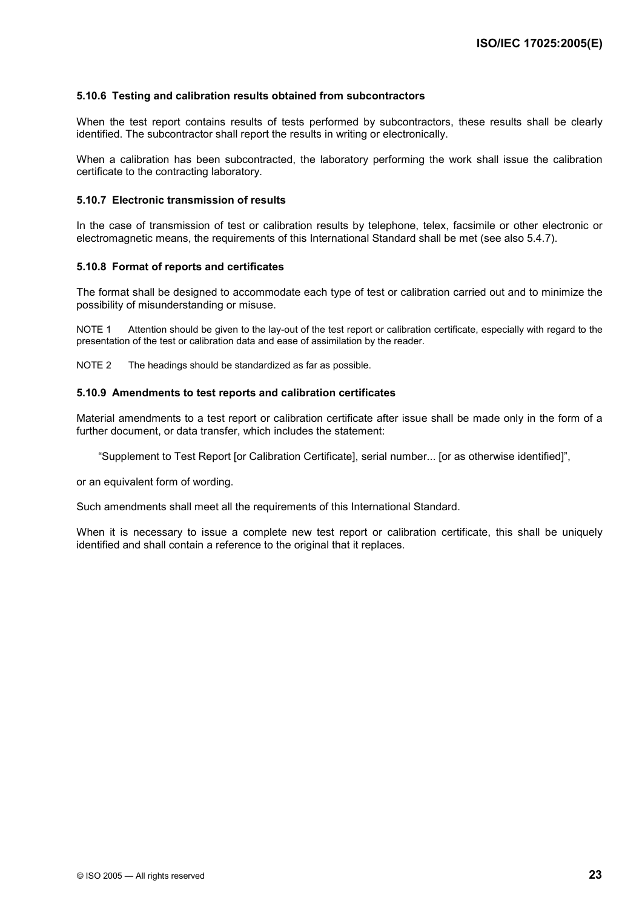#### 5.10.6 Testing and calibration results obtained from subcontractors

When the test report contains results of tests performed by subcontractors, these results shall be clearly identified. The subcontractor shall report the results in writing or electronically.

When a calibration has been subcontracted, the laboratory performing the work shall issue the calibration certificate to the contracting laboratory.

#### 5.10.7 Electronic transmission of results

In the case of transmission of test or calibration results by telephone, telex, facsimile or other electronic or electromagnetic means, the requirements of this International Standard shall be met (see also 5.4.7).

#### 5.10.8 Format of reports and certificates

The format shall be designed to accommodate each type of test or calibration carried out and to minimize the possibility of misunderstanding or misuse.

NOTE 1 Attention should be given to the lay-out of the test report or calibration certificate, especially with regard to the presentation of the test or calibration data and ease of assimilation by the reader.

NOTE 2 The headings should be standardized as far as possible.

#### 5.10.9 Amendments to test reports and calibration certificates

Material amendments to a test report or calibration certificate after issue shall be made only in the form of a further document, or data transfer, which includes the statement:

> "Supplement to Test Report [or Calibration Certificate], serial number... [or as otherwise identified]",

or an equivalent form of wording.

Such amendments shall meet all the requirements of this International Standard.

When it is necessary to issue a complete new test report or calibration certificate, this shall be uniquely identified and shall contain a reference to the original that it replaces.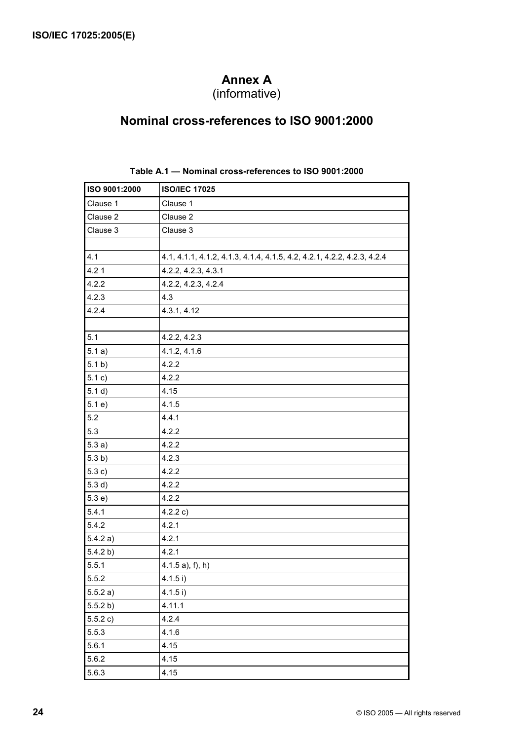# Annex A
(informative)

# Nominal cross-references to ISO 9001:2000

**Table A.1 — Nominal cross-references to ISO 9001:2000**

| ISO 9001:2000 | ISO/IEC 17025 |
|---|---|
| Clause 1 | Clause 1 |
| Clause 2 | Clause 2 |
| Clause 3 | Clause 3 |
| | |
| 4.1 | 4.1, 4.1.1, 4.1.2, 4.1.3, 4.1.4, 4.1.5, 4.2, 4.2.1, 4.2.2, 4.2.3, 4.2.4 |
| 4.2 1 | 4.2.2, 4.2.3, 4.3.1 |
| 4.2.2 | 4.2.2, 4.2.3, 4.2.4 |
| 4.2.3 | 4.3 |
| 4.2.4 | 4.3.1, 4.12 |
| | |
| 5.1 | 4.2.2, 4.2.3 |
| 5.1 a) | 4.1.2, 4.1.6 |
| 5.1 b) | 4.2.2 |
| 5.1 c) | 4.2.2 |
| 5.1 d) | 4.15 |
| 5.1 e) | 4.1.5 |
| 5.2 | 4.4.1 |
| 5.3 | 4.2.2 |
| 5.3 a) | 4.2.2 |
| 5.3 b) | 4.2.3 |
| 5.3 c) | 4.2.2 |
| 5.3 d) | 4.2.2 |
| 5.3 e) | 4.2.2 |
| 5.4.1 | 4.2.2 c) |
| 5.4.2 | 4.2.1 |
| 5.4.2 a) | 4.2.1 |
| 5.4.2 b) | 4.2.1 |
| 5.5.1 | 4.1.5 a), f), h) |
| 5.5.2 | 4.1.5 i) |
| 5.5.2 a) | 4.1.5 i) |
| 5.5.2 b) | 4.11.1 |
| 5.5.2 c) | 4.2.4 |
| 5.5.3 | 4.1.6 |
| 5.6.1 | 4.15 |
| 5.6.2 | 4.15 |
| 5.6.3 | 4.15 |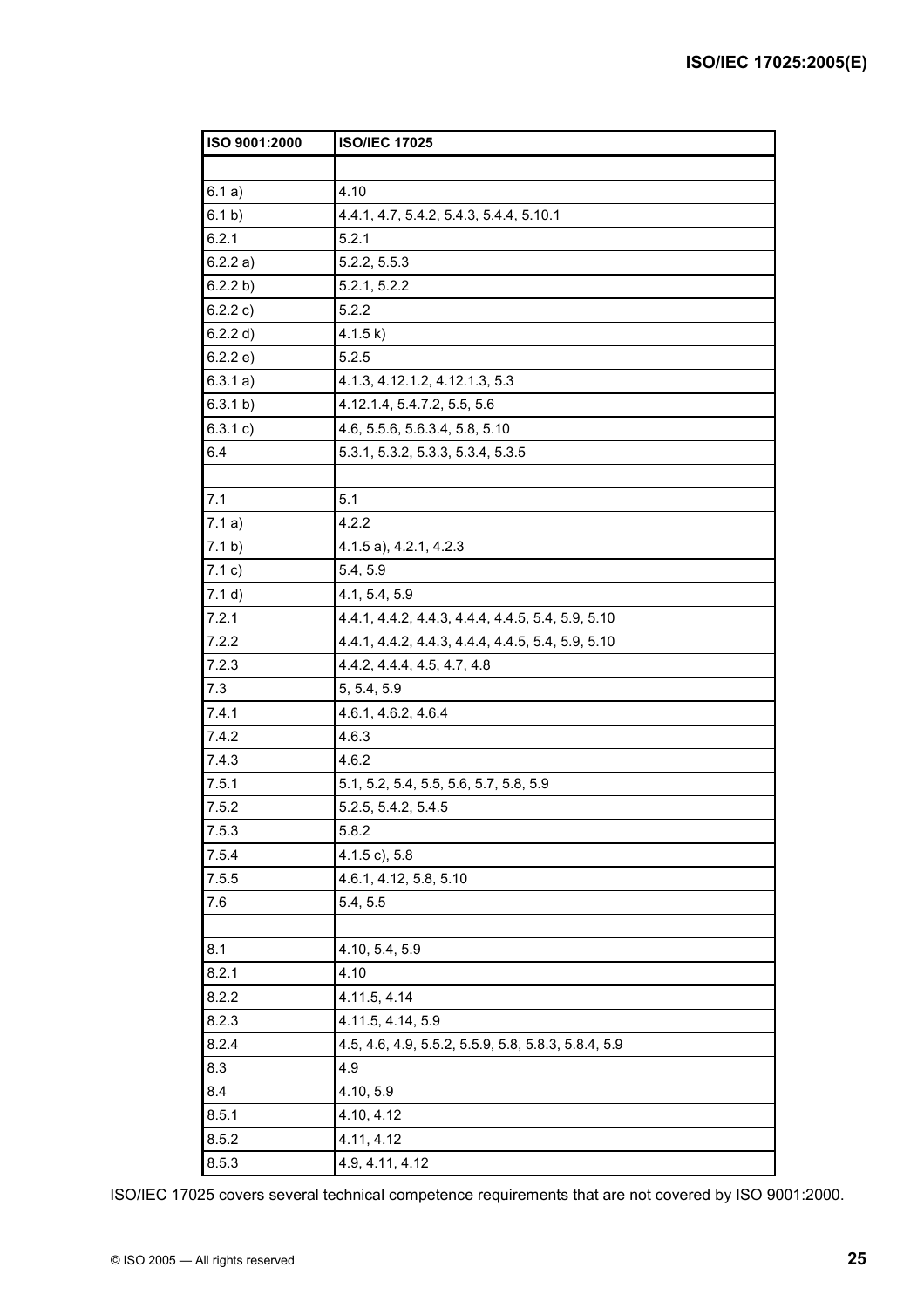| ISO 9001:2000 | ISO/IEC 17025 |
|---|---|
| | |
| 6.1 a) | 4.10 |
| 6.1 b) | 4.4.1, 4.7, 5.4.2, 5.4.3, 5.4.4, 5.10.1 |
| 6.2.1 | 5.2.1 |
| 6.2.2 a) | 5.2.2, 5.5.3 |
| 6.2.2 b) | 5.2.1, 5.2.2 |
| 6.2.2 c) | 5.2.2 |
| 6.2.2 d) | 4.1.5 k) |
| 6.2.2 e) | 5.2.5 |
| 6.3.1 a) | 4.1.3, 4.12.1.2, 4.12.1.3, 5.3 |
| 6.3.1 b) | 4.12.1.4, 5.4.7.2, 5.5, 5.6 |
| 6.3.1 c) | 4.6, 5.5.6, 5.6.3.4, 5.8, 5.10 |
| 6.4 | 5.3.1, 5.3.2, 5.3.3, 5.3.4, 5.3.5 |
| | |
| 7.1 | 5.1 |
| 7.1 a) | 4.2.2 |
| 7.1 b) | 4.1.5 a), 4.2.1, 4.2.3 |
| 7.1 c) | 5.4, 5.9 |
| 7.1 d) | 4.1, 5.4, 5.9 |
| 7.2.1 | 4.4.1, 4.4.2, 4.4.3, 4.4.4, 4.4.5, 5.4, 5.9, 5.10 |
| 7.2.2 | 4.4.1, 4.4.2, 4.4.3, 4.4.4, 4.4.5, 5.4, 5.9, 5.10 |
| 7.2.3 | 4.4.2, 4.4.4, 4.5, 4.7, 4.8 |
| 7.3 | 5, 5.4, 5.9 |
| 7.4.1 | 4.6.1, 4.6.2, 4.6.4 |
| 7.4.2 | 4.6.3 |
| 7.4.3 | 4.6.2 |
| 7.5.1 | 5.1, 5.2, 5.4, 5.5, 5.6, 5.7, 5.8, 5.9 |
| 7.5.2 | 5.2.5, 5.4.2, 5.4.5 |
| 7.5.3 | 5.8.2 |
| 7.5.4 | 4.1.5 c), 5.8 |
| 7.5.5 | 4.6.1, 4.12, 5.8, 5.10 |
| 7.6 | 5.4, 5.5 |
| | |
| 8.1 | 4.10, 5.4, 5.9 |
| 8.2.1 | 4.10 |
| 8.2.2 | 4.11.5, 4.14 |
| 8.2.3 | 4.11.5, 4.14, 5.9 |
| 8.2.4 | 4.5, 4.6, 4.9, 5.5.2, 5.5.9, 5.8, 5.8.3, 5.8.4, 5.9 |
| 8.3 | 4.9 |
| 8.4 | 4.10, 5.9 |
| 8.5.1 | 4.10, 4.12 |
| 8.5.2 | 4.11, 4.12 |
| 8.5.3 | 4.9, 4.11, 4.12 |

ISO/IEC 17025 covers several technical competence requirements that are not covered by ISO 9001:2000.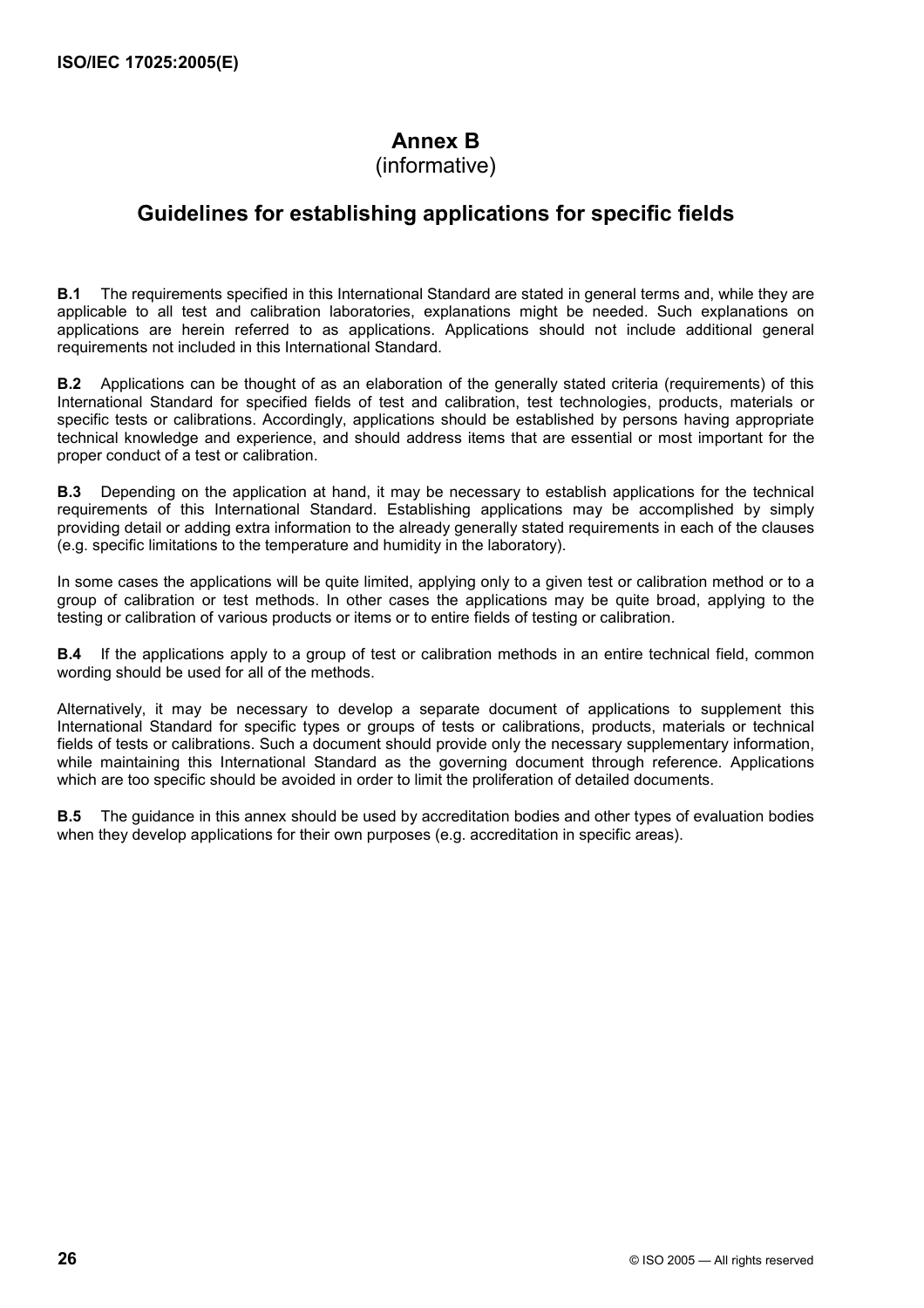# Annex B
(informative)

## Guidelines for establishing applications for specific fields

**B.1** The requirements specified in this International Standard are stated in general terms and, while they are applicable to all test and calibration laboratories, explanations might be needed. Such explanations on applications are herein referred to as applications. Applications should not include additional general requirements not included in this International Standard.

**B.2** Applications can be thought of as an elaboration of the generally stated criteria (requirements) of this International Standard for specified fields of test and calibration, test technologies, products, materials or specific tests or calibrations. Accordingly, applications should be established by persons having appropriate technical knowledge and experience, and should address items that are essential or most important for the proper conduct of a test or calibration.

**B.3** Depending on the application at hand, it may be necessary to establish applications for the technical requirements of this International Standard. Establishing applications may be accomplished by simply providing detail or adding extra information to the already generally stated requirements in each of the clauses (e.g. specific limitations to the temperature and humidity in the laboratory).

In some cases the applications will be quite limited, applying only to a given test or calibration method or to a group of calibration or test methods. In other cases the applications may be quite broad, applying to the testing or calibration of various products or items or to entire fields of testing or calibration.

**B.4** If the applications apply to a group of test or calibration methods in an entire technical field, common wording should be used for all of the methods.

Alternatively, it may be necessary to develop a separate document of applications to supplement this International Standard for specific types or groups of tests or calibrations, products, materials or technical fields of tests or calibrations. Such a document should provide only the necessary supplementary information, while maintaining this International Standard as the governing document through reference. Applications which are too specific should be avoided in order to limit the proliferation of detailed documents.

**B.5** The guidance in this annex should be used by accreditation bodies and other types of evaluation bodies when they develop applications for their own purposes (e.g. accreditation in specific areas).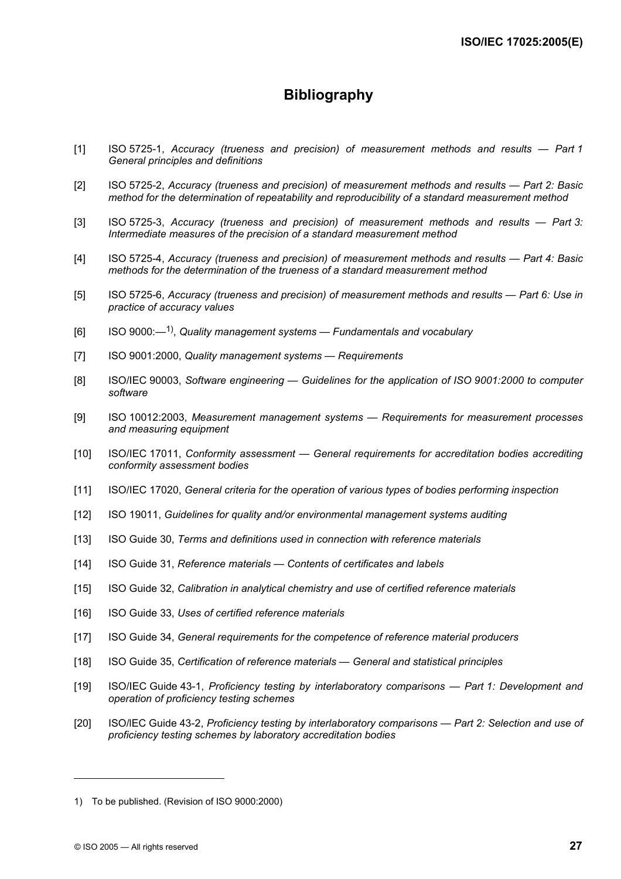# Bibliography

[1] ISO 5725-1, *Accuracy (trueness and precision) of measurement methods and results — Part 1 General principles and definitions*

[2] ISO 5725-2, *Accuracy (trueness and precision) of measurement methods and results — Part 2: Basic method for the determination of repeatability and reproducibility of a standard measurement method*

[3] ISO 5725-3, *Accuracy (trueness and precision) of measurement methods and results — Part 3: Intermediate measures of the precision of a standard measurement method*

[4] ISO 5725-4, *Accuracy (trueness and precision) of measurement methods and results — Part 4: Basic methods for the determination of the trueness of a standard measurement method*

[5] ISO 5725-6, *Accuracy (trueness and precision) of measurement methods and results — Part 6: Use in practice of accuracy values*

[6] ISO 9000:—[1)], *Quality management systems — Fundamentals and vocabulary*

[7] ISO 9001:2000, *Quality management systems — Requirements*

[8] ISO/IEC 90003, *Software engineering — Guidelines for the application of ISO 9001:2000 to computer software*

[9] ISO 10012:2003, *Measurement management systems — Requirements for measurement processes and measuring equipment*

[10] ISO/IEC 17011, *Conformity assessment — General requirements for accreditation bodies accrediting conformity assessment bodies*

[11] ISO/IEC 17020, *General criteria for the operation of various types of bodies performing inspection*

[12] ISO 19011, *Guidelines for quality and/or environmental management systems auditing*

[13] ISO Guide 30, *Terms and definitions used in connection with reference materials*

[14] ISO Guide 31, *Reference materials — Contents of certificates and labels*

[15] ISO Guide 32, *Calibration in analytical chemistry and use of certified reference materials*

[16] ISO Guide 33, *Uses of certified reference materials*

[17] ISO Guide 34, *General requirements for the competence of reference material producers*

[18] ISO Guide 35, *Certification of reference materials — General and statistical principles*

[19] ISO/IEC Guide 43-1, *Proficiency testing by interlaboratory comparisons — Part 1: Development and operation of proficiency testing schemes*

[20] ISO/IEC Guide 43-2, *Proficiency testing by interlaboratory comparisons — Part 2: Selection and use of proficiency testing schemes by laboratory accreditation bodies*

---

1) To be published. (Revision of ISO 9000:2000)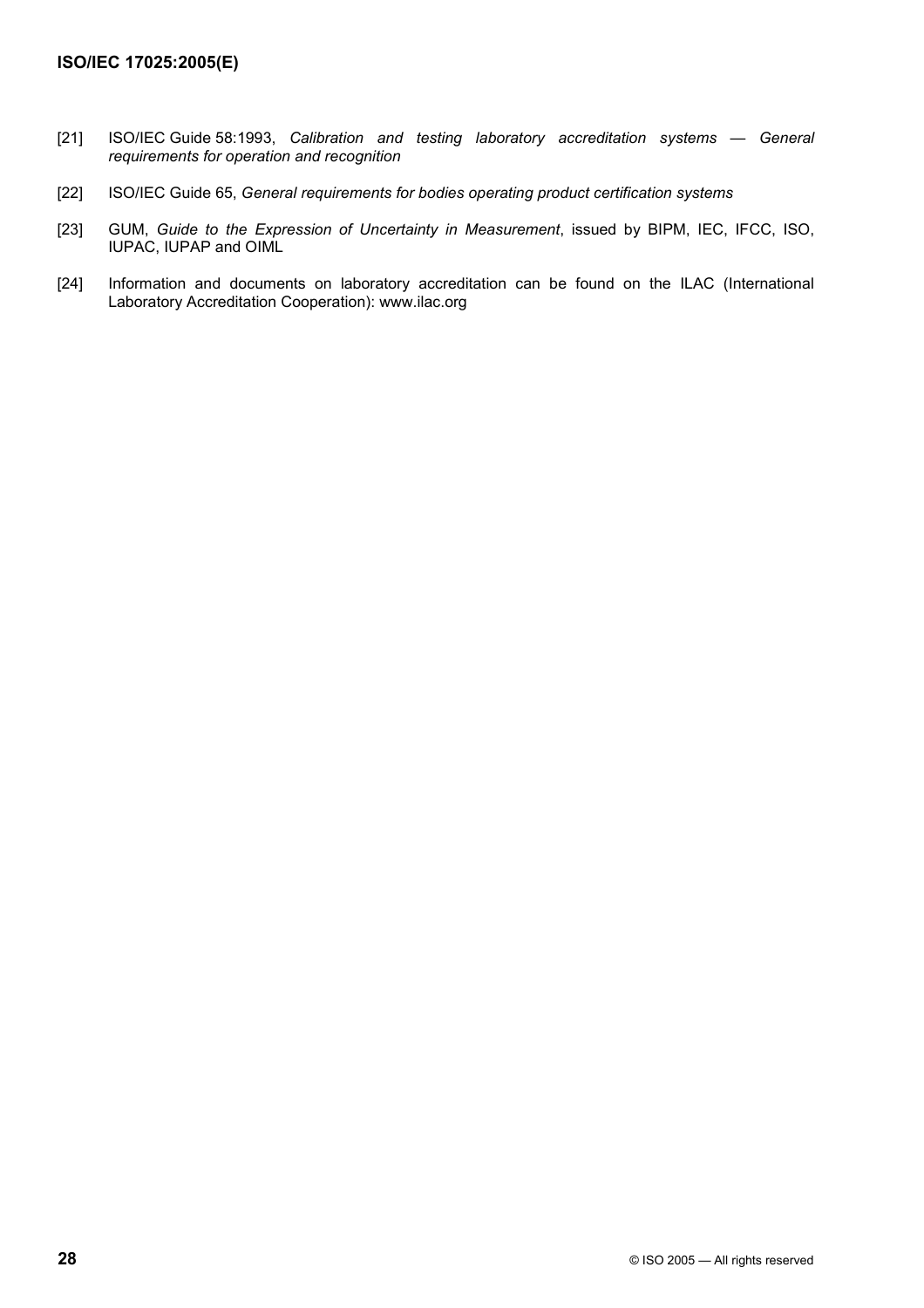[21] ISO/IEC Guide 58:1993, *Calibration and testing laboratory accreditation systems — General requirements for operation and recognition*

[22] ISO/IEC Guide 65, *General requirements for bodies operating product certification systems*

[23] GUM, *Guide to the Expression of Uncertainty in Measurement*, issued by BIPM, IEC, IFCC, ISO, IUPAC, IUPAP and OIML

[24] Information and documents on laboratory accreditation can be found on the ILAC (International Laboratory Accreditation Cooperation): www.ilac.org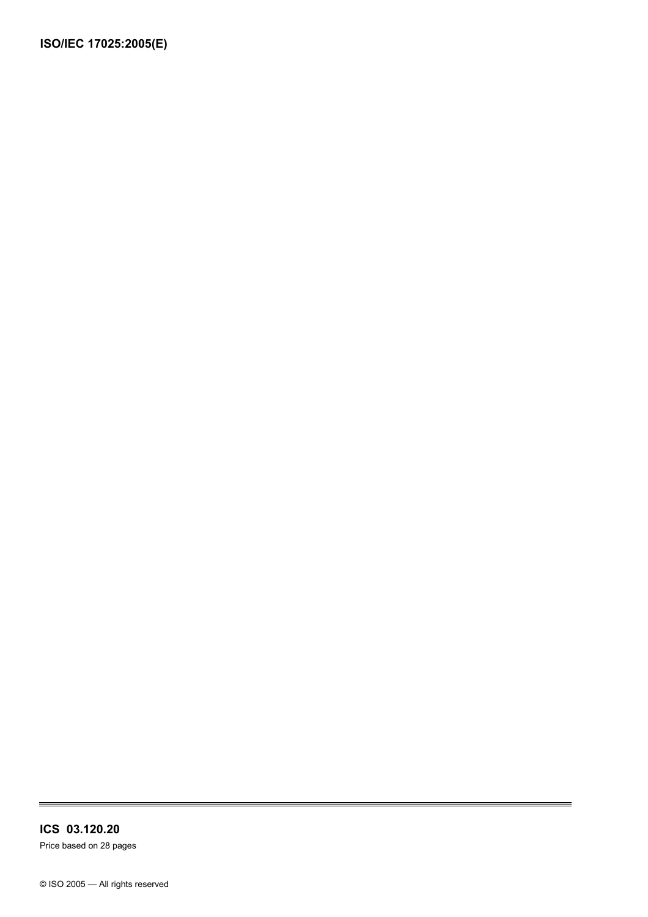**ICS 03.120.20**

Price based on 28 pages